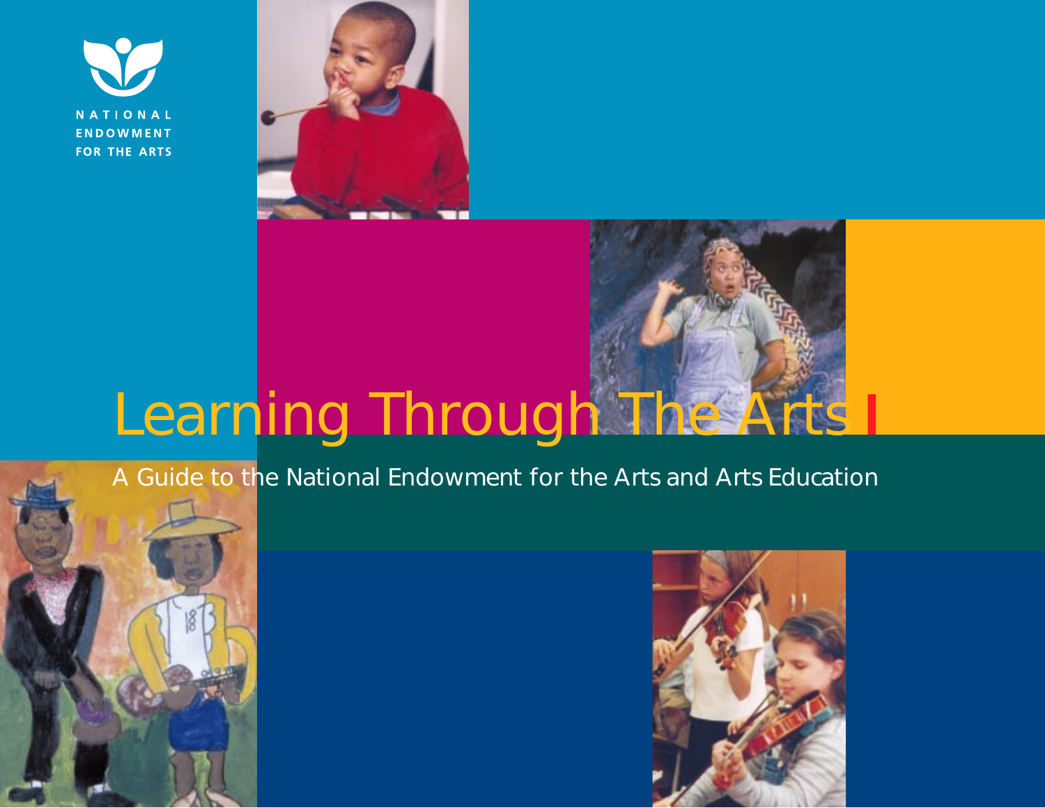NATIONAL ENDOWMENT FOR THE ARTS

# Learning Through The Arts

A Guide to the National Endowment for the Arts and Arts Education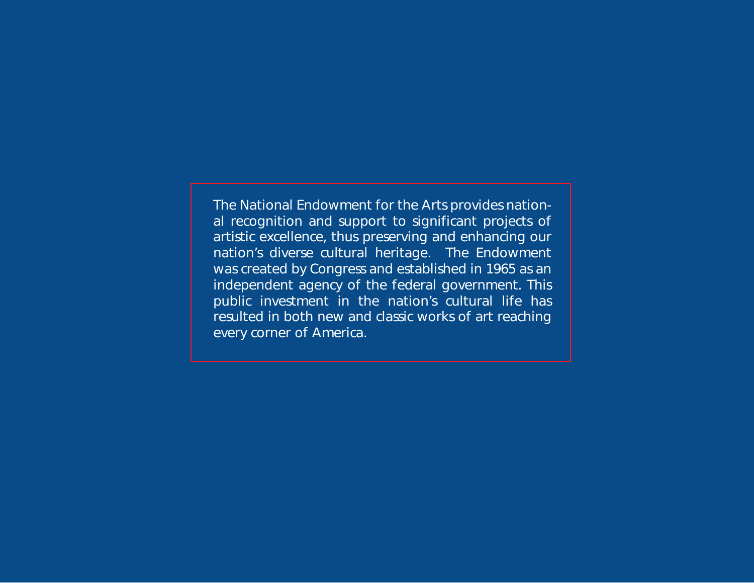The National Endowment for the Arts provides national recognition and support to significant projects of artistic excellence, thus preserving and enhancing our nation's diverse cultural heritage. The Endowment was created by Congress and established in 1965 as an independent agency of the federal government. This public investment in the nation's cultural life has resulted in both new and classic works of art reaching every corner of America.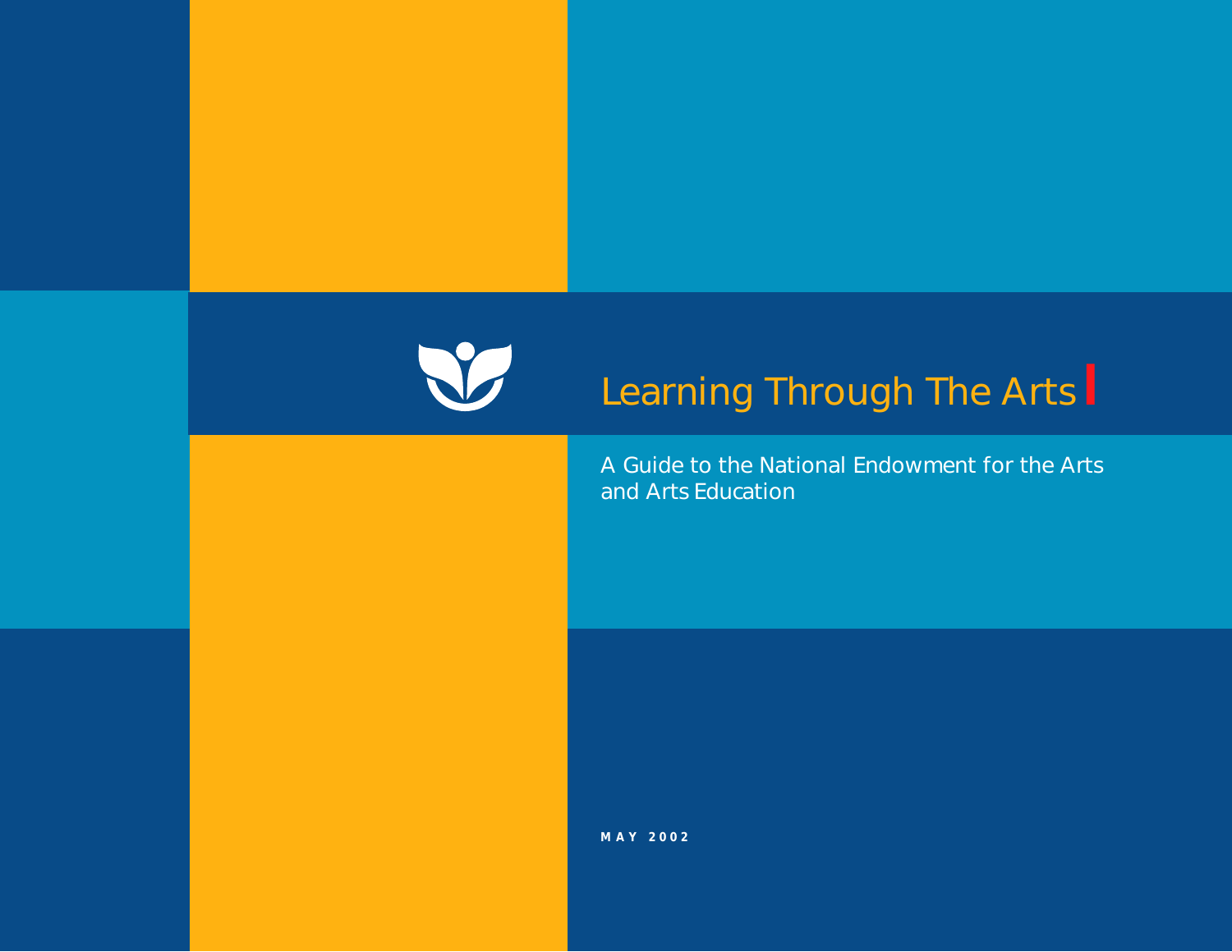# Learning Through The Arts

A Guide to the National Endowment for the Arts and Arts Education

**MAY 2002**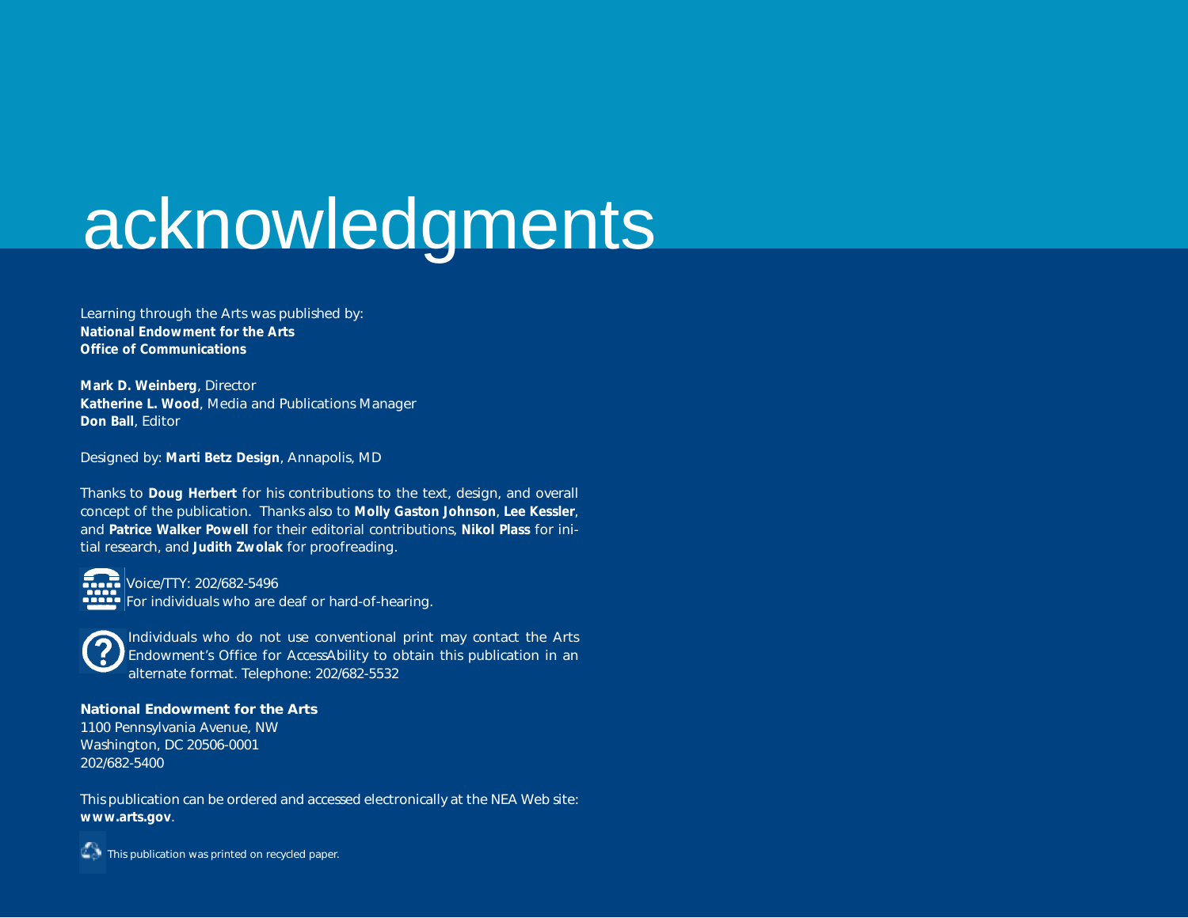# acknowledgments

Learning through the Arts was published by:
**National Endowment for the Arts**
**Office of Communications**

**Mark D. Weinberg**, Director
**Katherine L. Wood**, Media and Publications Manager
**Don Ball**, Editor

Designed by: **Marti Betz Design**, Annapolis, MD

Thanks to **Doug Herbert** for his contributions to the text, design, and overall concept of the publication. Thanks also to **Molly Gaston Johnson**, **Lee Kessler**, and **Patrice Walker Powell** for their editorial contributions, **Nikol Plass** for initial research, and **Judith Zwolak** for proofreading.

Voice/TTY: 202/682-5496
For individuals who are deaf or hard-of-hearing.

Individuals who do not use conventional print may contact the Arts Endowment's Office for AccessAbility to obtain this publication in an alternate format. Telephone: 202/682-5532

**National Endowment for the Arts**
1100 Pennsylvania Avenue, NW
Washington, DC 20506-0001
202/682-5400

This publication can be ordered and accessed electronically at the NEA Web site: **www.arts.gov**.

This publication was printed on recycled paper.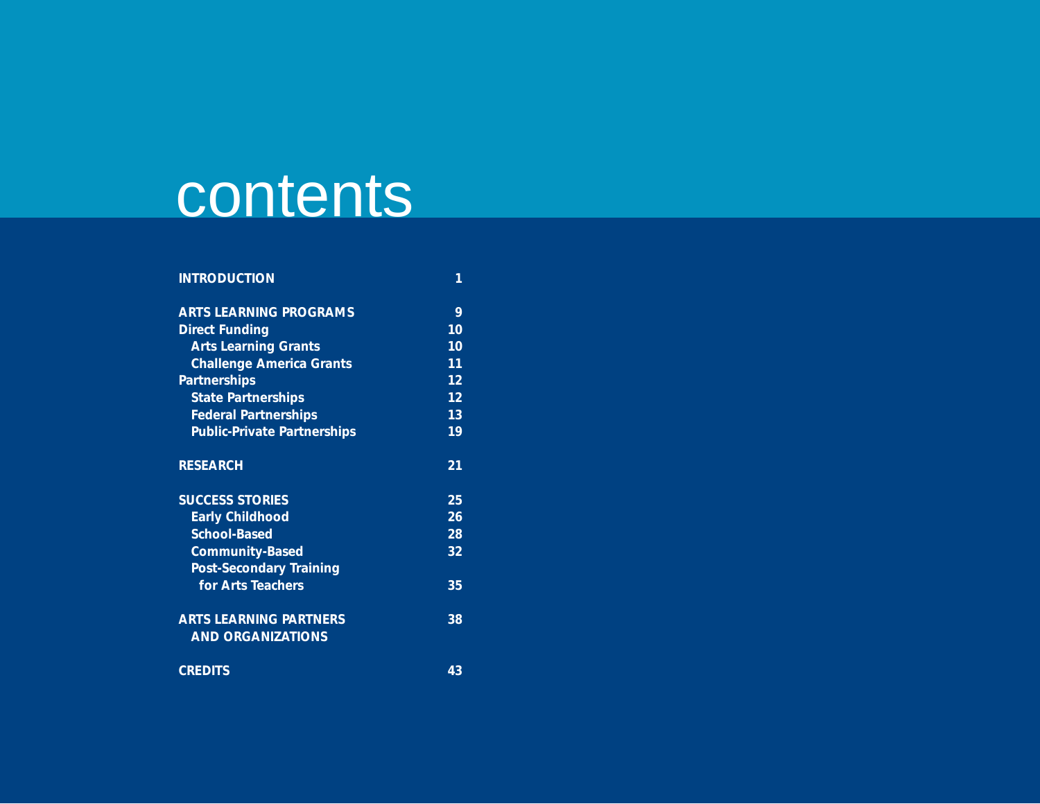# contents

| | |
|---|---|
| **INTRODUCTION** | **1** |
| **ARTS LEARNING PROGRAMS** | **9** |
| **Direct Funding** | **10** |
| **Arts Learning Grants** | **10** |
| **Challenge America Grants** | **11** |
| **Partnerships** | **12** |
| **State Partnerships** | **12** |
| **Federal Partnerships** | **13** |
| **Public-Private Partnerships** | **19** |
| **RESEARCH** | **21** |
| **SUCCESS STORIES** | **25** |
| **Early Childhood** | **26** |
| **School-Based** | **28** |
| **Community-Based** | **32** |
| **Post-Secondary Training for Arts Teachers** | **35** |
| **ARTS LEARNING PARTNERS AND ORGANIZATIONS** | **38** |
| **CREDITS** | **43** |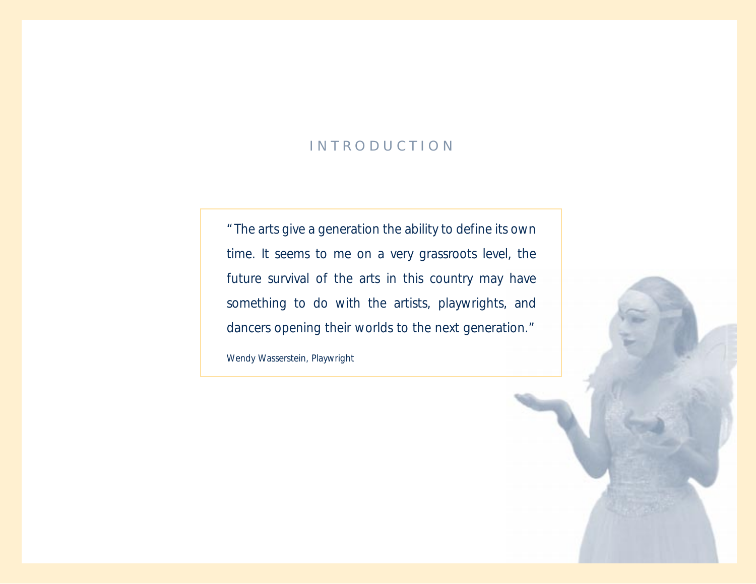# INTRODUCTION

> "The arts give a generation the ability to define its own time. It seems to me on a very grassroots level, the future survival of the arts in this country may have something to do with the artists, playwrights, and dancers opening their worlds to the next generation."
>
> Wendy Wasserstein, Playwright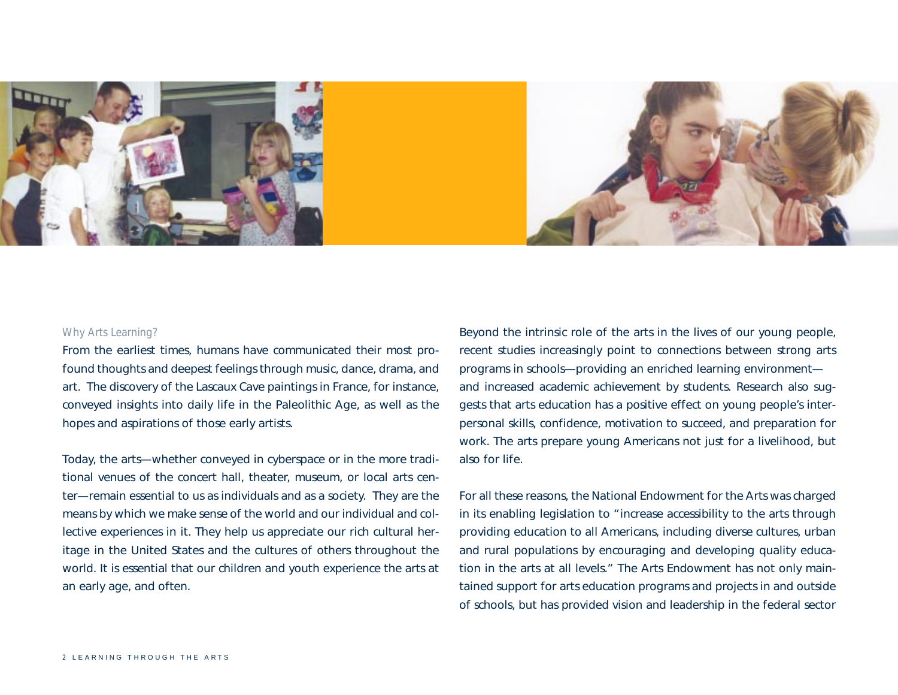## Why Arts Learning?

From the earliest times, humans have communicated their most profound thoughts and deepest feelings through music, dance, drama, and art. The discovery of the Lascaux Cave paintings in France, for instance, conveyed insights into daily life in the Paleolithic Age, as well as the hopes and aspirations of those early artists.

Today, the arts—whether conveyed in cyberspace or in the more traditional venues of the concert hall, theater, museum, or local arts center—remain essential to us as individuals and as a society. They are the means by which we make sense of the world and our individual and collective experiences in it. They help us appreciate our rich cultural heritage in the United States and the cultures of others throughout the world. It is essential that our children and youth experience the arts at an early age, and often.

Beyond the intrinsic role of the arts in the lives of our young people, recent studies increasingly point to connections between strong arts programs in schools—providing an enriched learning environment—and increased academic achievement by students. Research also suggests that arts education has a positive effect on young people's interpersonal skills, confidence, motivation to succeed, and preparation for work. The arts prepare young Americans not just for a livelihood, but also for life.

For all these reasons, the National Endowment for the Arts was charged in its enabling legislation to "increase accessibility to the arts through providing education to all Americans, including diverse cultures, urban and rural populations by encouraging and developing quality education in the arts at all levels." The Arts Endowment has not only maintained support for arts education programs and projects in and outside of schools, but has provided vision and leadership in the federal sector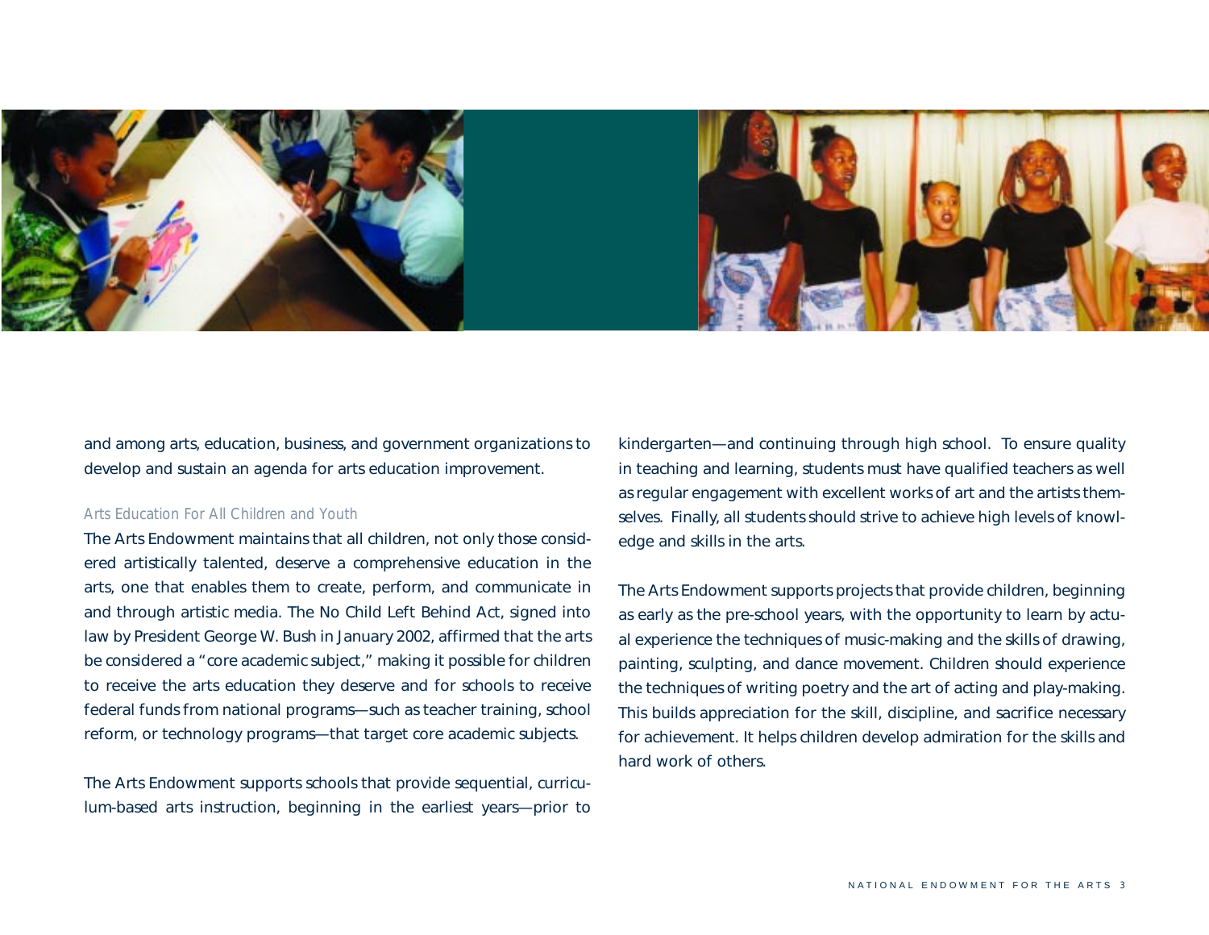and among arts, education, business, and government organizations to develop and sustain an agenda for arts education improvement.

### Arts Education For All Children and Youth

The Arts Endowment maintains that all children, not only those considered artistically talented, deserve a comprehensive education in the arts, one that enables them to create, perform, and communicate in and through artistic media. The No Child Left Behind Act, signed into law by President George W. Bush in January 2002, affirmed that the arts be considered a "core academic subject," making it possible for children to receive the arts education they deserve and for schools to receive federal funds from national programs—such as teacher training, school reform, or technology programs—that target core academic subjects.

The Arts Endowment supports schools that provide sequential, curriculum-based arts instruction, beginning in the earliest years—prior to kindergarten—and continuing through high school. To ensure quality in teaching and learning, students must have qualified teachers as well as regular engagement with excellent works of art and the artists themselves. Finally, all students should strive to achieve high levels of knowledge and skills in the arts.

The Arts Endowment supports projects that provide children, beginning as early as the pre-school years, with the opportunity to learn by actual experience the techniques of music-making and the skills of drawing, painting, sculpting, and dance movement. Children should experience the techniques of writing poetry and the art of acting and play-making. This builds appreciation for the skill, discipline, and sacrifice necessary for achievement. It helps children develop admiration for the skills and hard work of others.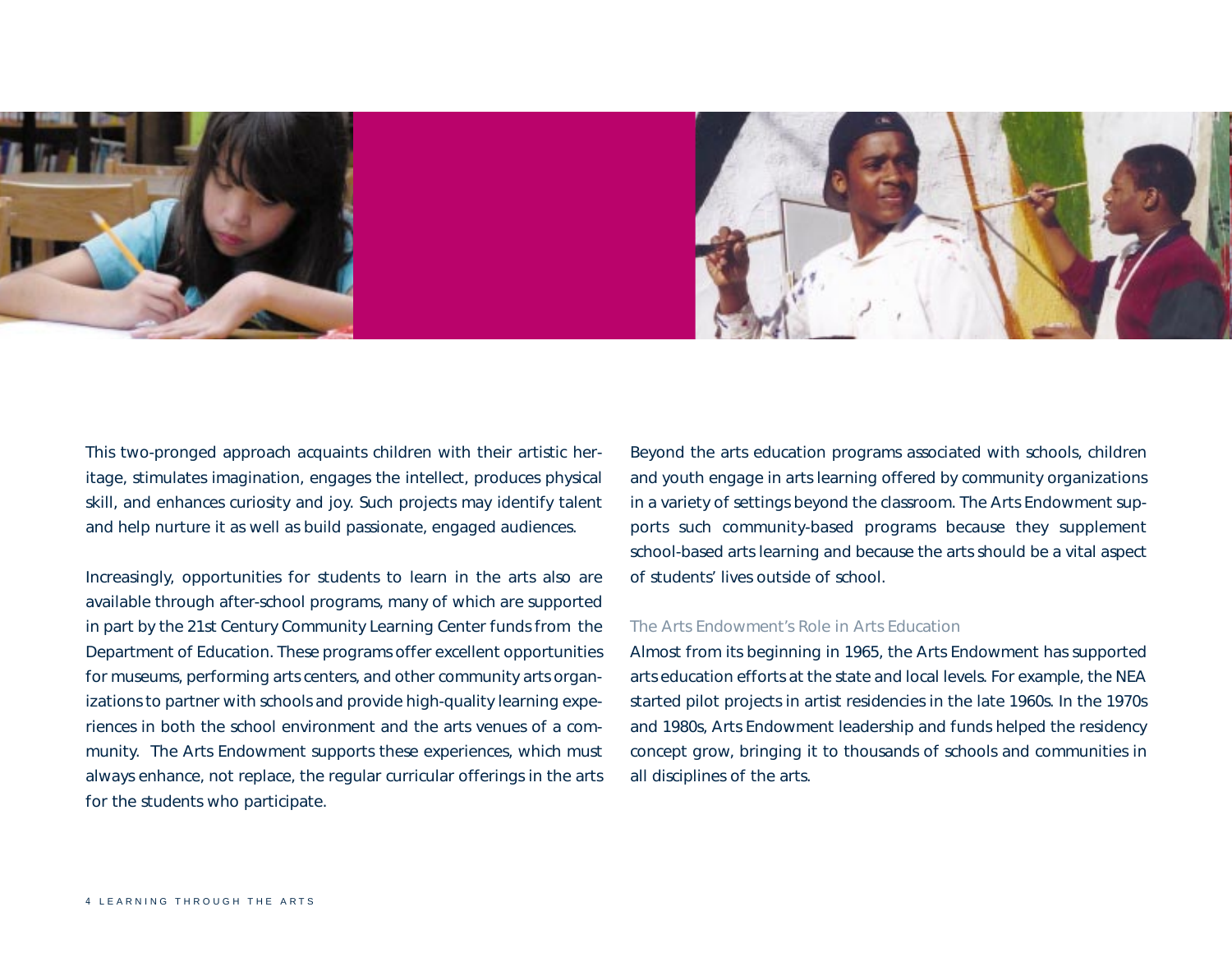This two-pronged approach acquaints children with their artistic heritage, stimulates imagination, engages the intellect, produces physical skill, and enhances curiosity and joy. Such projects may identify talent and help nurture it as well as build passionate, engaged audiences.

Increasingly, opportunities for students to learn in the arts also are available through after-school programs, many of which are supported in part by the 21st Century Community Learning Center funds from the Department of Education. These programs offer excellent opportunities for museums, performing arts centers, and other community arts organizations to partner with schools and provide high-quality learning experiences in both the school environment and the arts venues of a community. The Arts Endowment supports these experiences, which must always enhance, not replace, the regular curricular offerings in the arts for the students who participate.

Beyond the arts education programs associated with schools, children and youth engage in arts learning offered by community organizations in a variety of settings beyond the classroom. The Arts Endowment supports such community-based programs because they supplement school-based arts learning and because the arts should be a vital aspect of students' lives outside of school.

### The Arts Endowment's Role in Arts Education

Almost from its beginning in 1965, the Arts Endowment has supported arts education efforts at the state and local levels. For example, the NEA started pilot projects in artist residencies in the late 1960s. In the 1970s and 1980s, Arts Endowment leadership and funds helped the residency concept grow, bringing it to thousands of schools and communities in all disciplines of the arts.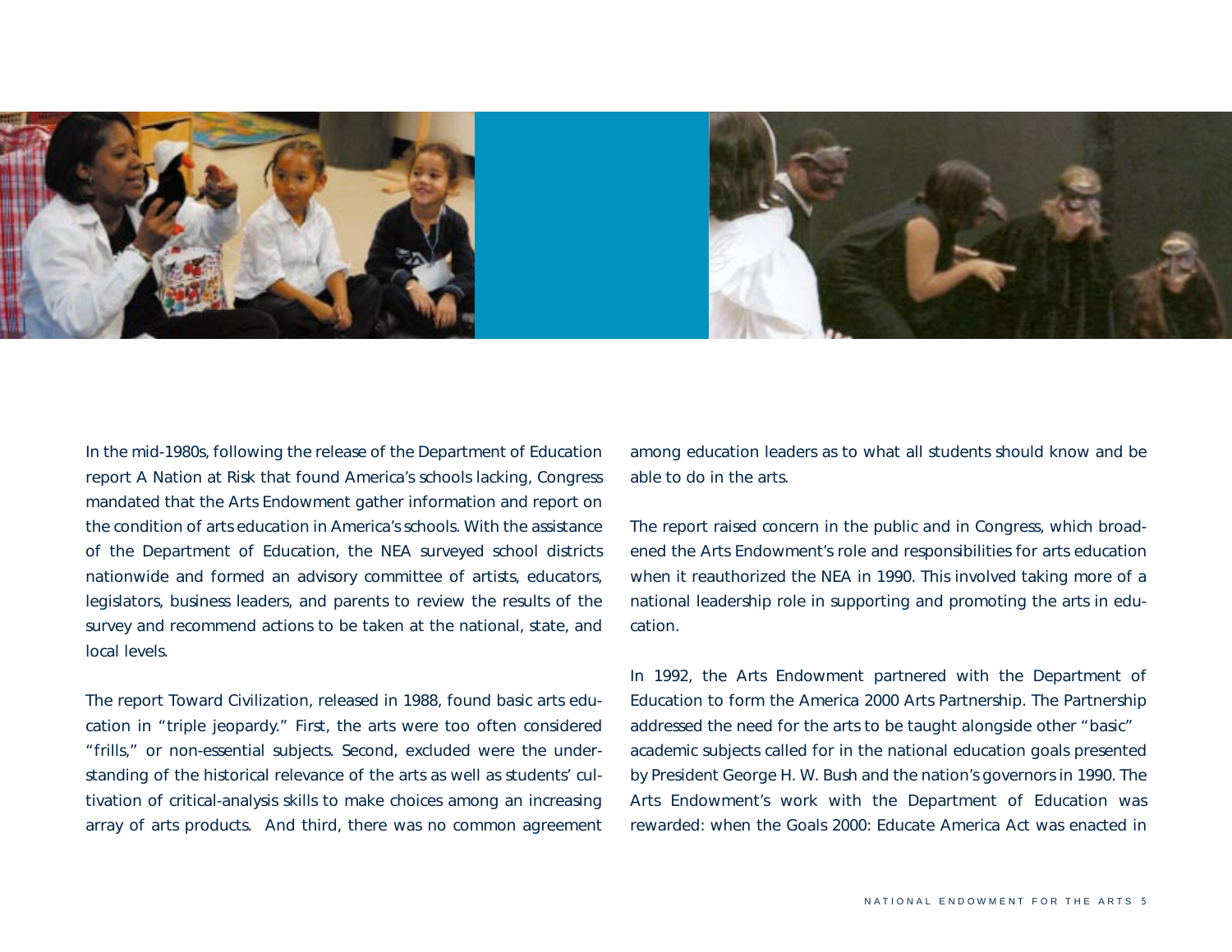In the mid-1980s, following the release of the Department of Education report A Nation at Risk that found America's schools lacking, Congress mandated that the Arts Endowment gather information and report on the condition of arts education in America's schools. With the assistance of the Department of Education, the NEA surveyed school districts nationwide and formed an advisory committee of artists, educators, legislators, business leaders, and parents to review the results of the survey and recommend actions to be taken at the national, state, and local levels.

The report Toward Civilization, released in 1988, found basic arts education in "triple jeopardy." First, the arts were too often considered "frills," or non-essential subjects. Second, excluded were the understanding of the historical relevance of the arts as well as students' cultivation of critical-analysis skills to make choices among an increasing array of arts products. And third, there was no common agreement among education leaders as to what all students should know and be able to do in the arts.

The report raised concern in the public and in Congress, which broadened the Arts Endowment's role and responsibilities for arts education when it reauthorized the NEA in 1990. This involved taking more of a national leadership role in supporting and promoting the arts in education.

In 1992, the Arts Endowment partnered with the Department of Education to form the America 2000 Arts Partnership. The Partnership addressed the need for the arts to be taught alongside other "basic" academic subjects called for in the national education goals presented by President George H. W. Bush and the nation's governors in 1990. The Arts Endowment's work with the Department of Education was rewarded: when the Goals 2000: Educate America Act was enacted in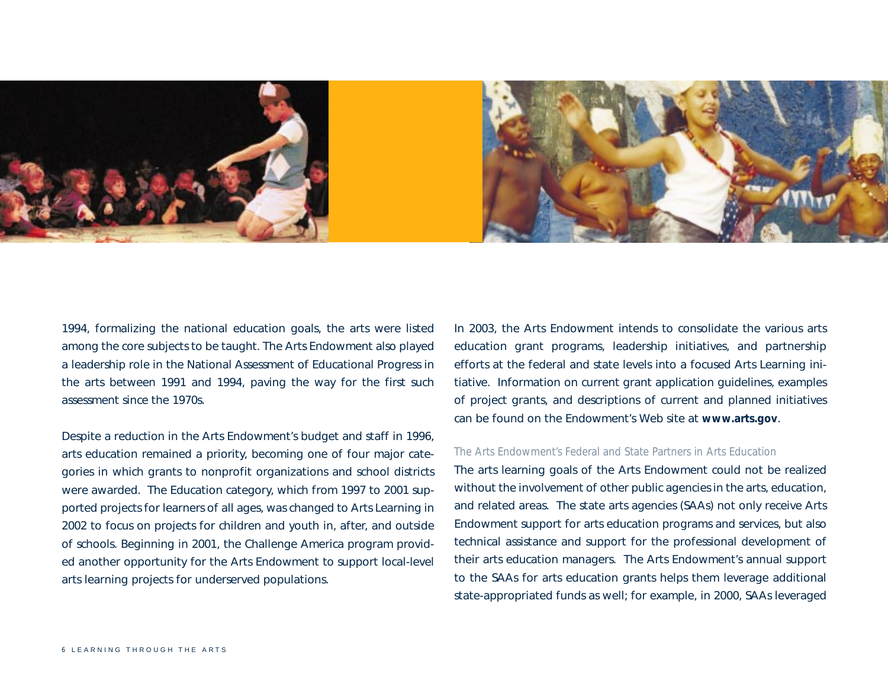1994, formalizing the national education goals, the arts were listed among the core subjects to be taught. The Arts Endowment also played a leadership role in the National Assessment of Educational Progress in the arts between 1991 and 1994, paving the way for the first such assessment since the 1970s.

Despite a reduction in the Arts Endowment's budget and staff in 1996, arts education remained a priority, becoming one of four major categories in which grants to nonprofit organizations and school districts were awarded. The Education category, which from 1997 to 2001 supported projects for learners of all ages, was changed to Arts Learning in 2002 to focus on projects for children and youth in, after, and outside of schools. Beginning in 2001, the Challenge America program provided another opportunity for the Arts Endowment to support local-level arts learning projects for underserved populations.

In 2003, the Arts Endowment intends to consolidate the various arts education grant programs, leadership initiatives, and partnership efforts at the federal and state levels into a focused Arts Learning initiative. Information on current grant application guidelines, examples of project grants, and descriptions of current and planned initiatives can be found on the Endowment's Web site at **www.arts.gov**.

### The Arts Endowment's Federal and State Partners in Arts Education

The arts learning goals of the Arts Endowment could not be realized without the involvement of other public agencies in the arts, education, and related areas. The state arts agencies (SAAs) not only receive Arts Endowment support for arts education programs and services, but also technical assistance and support for the professional development of their arts education managers. The Arts Endowment's annual support to the SAAs for arts education grants helps them leverage additional state-appropriated funds as well; for example, in 2000, SAAs leveraged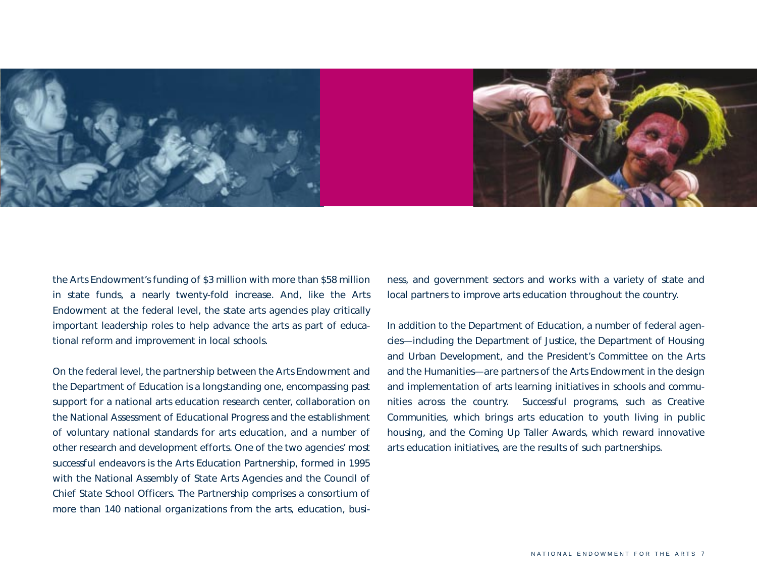the Arts Endowment's funding of $3 million with more than $58 million in state funds, a nearly twenty-fold increase. And, like the Arts Endowment at the federal level, the state arts agencies play critically important leadership roles to help advance the arts as part of educational reform and improvement in local schools.

On the federal level, the partnership between the Arts Endowment and the Department of Education is a longstanding one, encompassing past support for a national arts education research center, collaboration on the National Assessment of Educational Progress and the establishment of voluntary national standards for arts education, and a number of other research and development efforts. One of the two agencies' most successful endeavors is the Arts Education Partnership, formed in 1995 with the National Assembly of State Arts Agencies and the Council of Chief State School Officers. The Partnership comprises a consortium of more than 140 national organizations from the arts, education, business, and government sectors and works with a variety of state and local partners to improve arts education throughout the country.

In addition to the Department of Education, a number of federal agencies—including the Department of Justice, the Department of Housing and Urban Development, and the President's Committee on the Arts and the Humanities—are partners of the Arts Endowment in the design and implementation of arts learning initiatives in schools and communities across the country. Successful programs, such as Creative Communities, which brings arts education to youth living in public housing, and the Coming Up Taller Awards, which reward innovative arts education initiatives, are the results of such partnerships.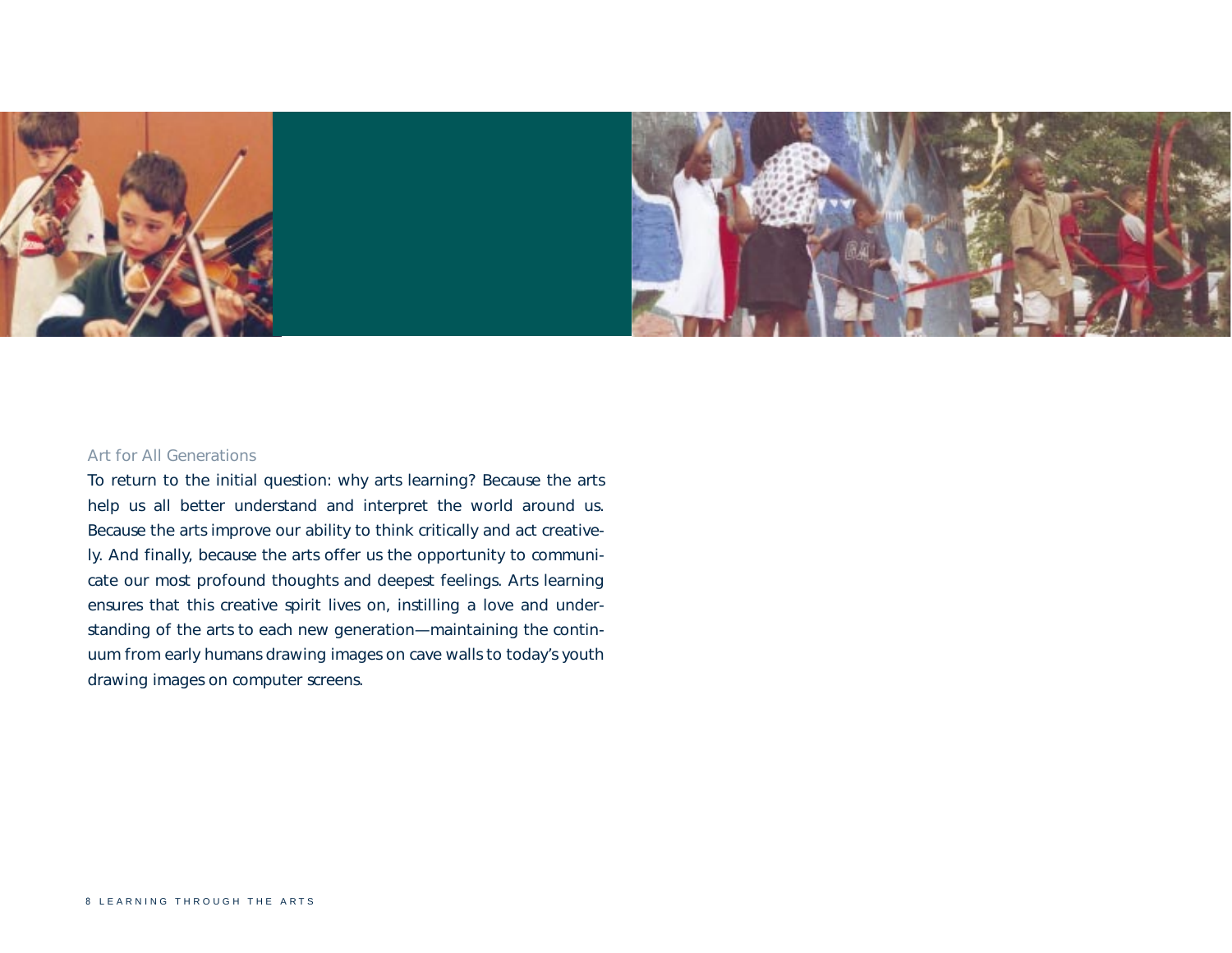## Art for All Generations

To return to the initial question: why arts learning? Because the arts help us all better understand and interpret the world around us. Because the arts improve our ability to think critically and act creatively. And finally, because the arts offer us the opportunity to communicate our most profound thoughts and deepest feelings. Arts learning ensures that this creative spirit lives on, instilling a love and understanding of the arts to each new generation—maintaining the continuum from early humans drawing images on cave walls to today's youth drawing images on computer screens.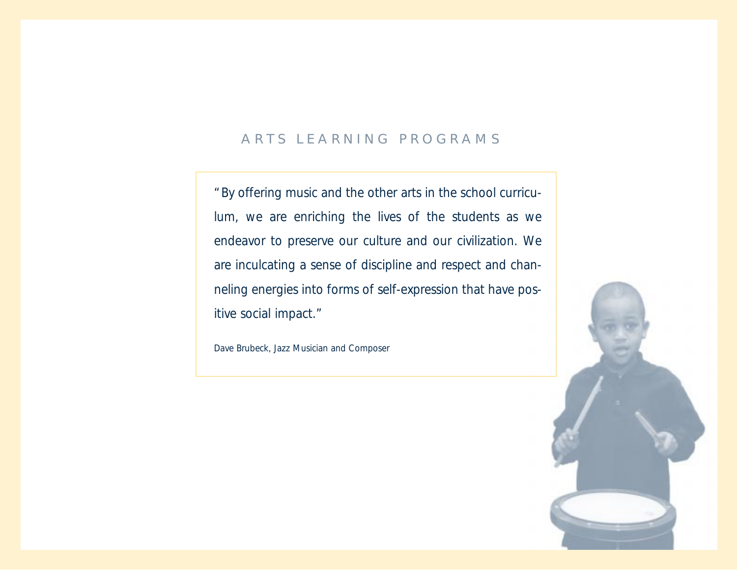# ARTS LEARNING PROGRAMS

"By offering music and the other arts in the school curriculum, we are enriching the lives of the students as we endeavor to preserve our culture and our civilization. We are inculcating a sense of discipline and respect and channeling energies into forms of self-expression that have positive social impact."

Dave Brubeck, Jazz Musician and Composer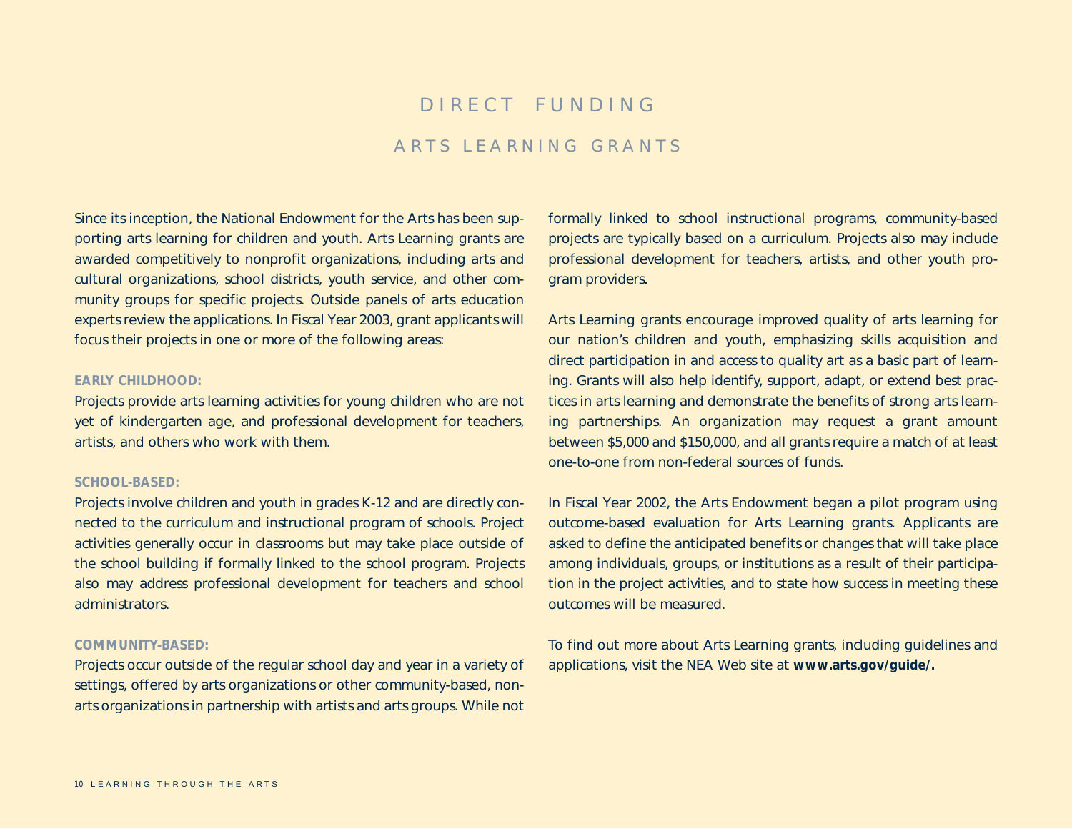# DIRECT FUNDING

## ARTS LEARNING GRANTS

Since its inception, the National Endowment for the Arts has been supporting arts learning for children and youth. Arts Learning grants are awarded competitively to nonprofit organizations, including arts and cultural organizations, school districts, youth service, and other community groups for specific projects. Outside panels of arts education experts review the applications. In Fiscal Year 2003, grant applicants will focus their projects in one or more of the following areas:

**EARLY CHILDHOOD:**
Projects provide arts learning activities for young children who are not yet of kindergarten age, and professional development for teachers, artists, and others who work with them.

**SCHOOL-BASED:**
Projects involve children and youth in grades K-12 and are directly connected to the curriculum and instructional program of schools. Project activities generally occur in classrooms but may take place outside of the school building if formally linked to the school program. Projects also may address professional development for teachers and school administrators.

**COMMUNITY-BASED:**
Projects occur outside of the regular school day and year in a variety of settings, offered by arts organizations or other community-based, non-arts organizations in partnership with artists and arts groups. While not formally linked to school instructional programs, community-based projects are typically based on a curriculum. Projects also may include professional development for teachers, artists, and other youth program providers.

Arts Learning grants encourage improved quality of arts learning for our nation's children and youth, emphasizing skills acquisition and direct participation in and access to quality art as a basic part of learning. Grants will also help identify, support, adapt, or extend best practices in arts learning and demonstrate the benefits of strong arts learning partnerships. An organization may request a grant amount between $5,000 and $150,000, and all grants require a match of at least one-to-one from non-federal sources of funds.

In Fiscal Year 2002, the Arts Endowment began a pilot program using outcome-based evaluation for Arts Learning grants. Applicants are asked to define the anticipated benefits or changes that will take place among individuals, groups, or institutions as a result of their participation in the project activities, and to state how success in meeting these outcomes will be measured.

To find out more about Arts Learning grants, including guidelines and applications, visit the NEA Web site at **www.arts.gov/guide/.**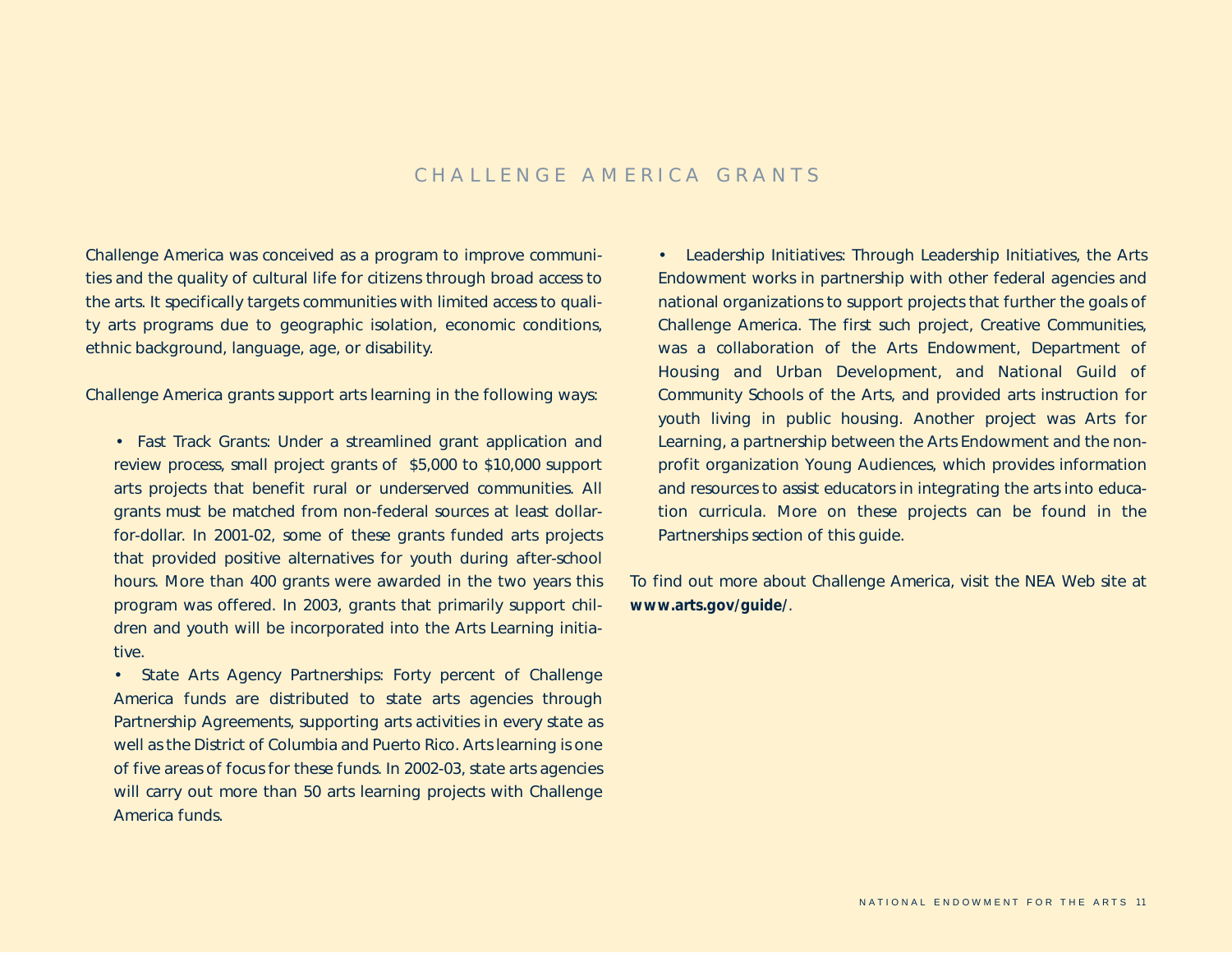# CHALLENGE AMERICA GRANTS

Challenge America was conceived as a program to improve communities and the quality of cultural life for citizens through broad access to the arts. It specifically targets communities with limited access to quality arts programs due to geographic isolation, economic conditions, ethnic background, language, age, or disability.

Challenge America grants support arts learning in the following ways:

- Fast Track Grants: Under a streamlined grant application and review process, small project grants of $5,000 to $10,000 support arts projects that benefit rural or underserved communities. All grants must be matched from non-federal sources at least dollar-for-dollar. In 2001-02, some of these grants funded arts projects that provided positive alternatives for youth during after-school hours. More than 400 grants were awarded in the two years this program was offered. In 2003, grants that primarily support children and youth will be incorporated into the Arts Learning initiative.
- State Arts Agency Partnerships: Forty percent of Challenge America funds are distributed to state arts agencies through Partnership Agreements, supporting arts activities in every state as well as the District of Columbia and Puerto Rico. Arts learning is one of five areas of focus for these funds. In 2002-03, state arts agencies will carry out more than 50 arts learning projects with Challenge America funds.
- Leadership Initiatives: Through Leadership Initiatives, the Arts Endowment works in partnership with other federal agencies and national organizations to support projects that further the goals of Challenge America. The first such project, Creative Communities, was a collaboration of the Arts Endowment, Department of Housing and Urban Development, and National Guild of Community Schools of the Arts, and provided arts instruction for youth living in public housing. Another project was Arts for Learning, a partnership between the Arts Endowment and the non-profit organization Young Audiences, which provides information and resources to assist educators in integrating the arts into education curricula. More on these projects can be found in the Partnerships section of this guide.

To find out more about Challenge America, visit the NEA Web site at **www.arts.gov/guide/**.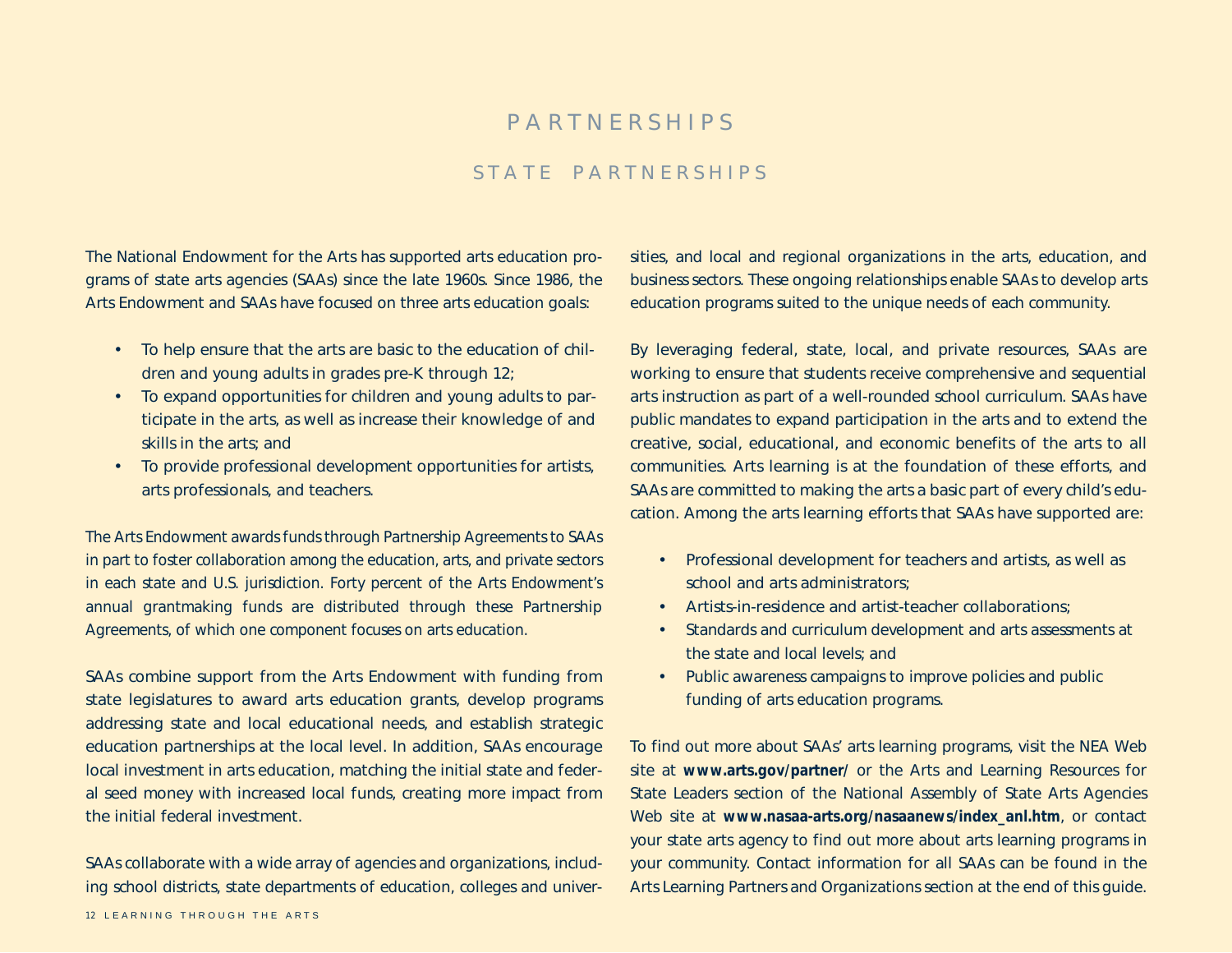# PARTNERSHIPS

## STATE PARTNERSHIPS

The National Endowment for the Arts has supported arts education programs of state arts agencies (SAAs) since the late 1960s. Since 1986, the Arts Endowment and SAAs have focused on three arts education goals:

- To help ensure that the arts are basic to the education of children and young adults in grades pre-K through 12;
- To expand opportunities for children and young adults to participate in the arts, as well as increase their knowledge of and skills in the arts; and
- To provide professional development opportunities for artists, arts professionals, and teachers.

The Arts Endowment awards funds through Partnership Agreements to SAAs in part to foster collaboration among the education, arts, and private sectors in each state and U.S. jurisdiction. Forty percent of the Arts Endowment's annual grantmaking funds are distributed through these Partnership Agreements, of which one component focuses on arts education.

SAAs combine support from the Arts Endowment with funding from state legislatures to award arts education grants, develop programs addressing state and local educational needs, and establish strategic education partnerships at the local level. In addition, SAAs encourage local investment in arts education, matching the initial state and federal seed money with increased local funds, creating more impact from the initial federal investment.

SAAs collaborate with a wide array of agencies and organizations, including school districts, state departments of education, colleges and universities, and local and regional organizations in the arts, education, and business sectors. These ongoing relationships enable SAAs to develop arts education programs suited to the unique needs of each community.

By leveraging federal, state, local, and private resources, SAAs are working to ensure that students receive comprehensive and sequential arts instruction as part of a well-rounded school curriculum. SAAs have public mandates to expand participation in the arts and to extend the creative, social, educational, and economic benefits of the arts to all communities. Arts learning is at the foundation of these efforts, and SAAs are committed to making the arts a basic part of every child's education. Among the arts learning efforts that SAAs have supported are:

- Professional development for teachers and artists, as well as school and arts administrators;
- Artists-in-residence and artist-teacher collaborations;
- Standards and curriculum development and arts assessments at the state and local levels; and
- Public awareness campaigns to improve policies and public funding of arts education programs.

To find out more about SAAs' arts learning programs, visit the NEA Web site at **www.arts.gov/partner/** or the Arts and Learning Resources for State Leaders section of the National Assembly of State Arts Agencies Web site at **www.nasaa-arts.org/nasaanews/index_anl.htm**, or contact your state arts agency to find out more about arts learning programs in your community. Contact information for all SAAs can be found in the Arts Learning Partners and Organizations section at the end of this guide.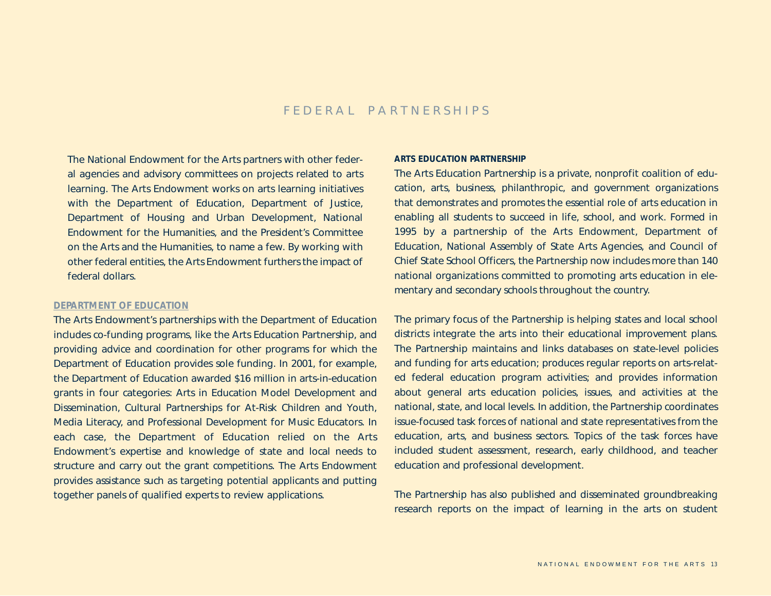# FEDERAL PARTNERSHIPS

The National Endowment for the Arts partners with other federal agencies and advisory committees on projects related to arts learning. The Arts Endowment works on arts learning initiatives with the Department of Education, Department of Justice, Department of Housing and Urban Development, National Endowment for the Humanities, and the President's Committee on the Arts and the Humanities, to name a few. By working with other federal entities, the Arts Endowment furthers the impact of federal dollars.

## DEPARTMENT OF EDUCATION

The Arts Endowment's partnerships with the Department of Education includes co-funding programs, like the Arts Education Partnership, and providing advice and coordination for other programs for which the Department of Education provides sole funding. In 2001, for example, the Department of Education awarded $16 million in arts-in-education grants in four categories: Arts in Education Model Development and Dissemination, Cultural Partnerships for At-Risk Children and Youth, Media Literacy, and Professional Development for Music Educators. In each case, the Department of Education relied on the Arts Endowment's expertise and knowledge of state and local needs to structure and carry out the grant competitions. The Arts Endowment provides assistance such as targeting potential applicants and putting together panels of qualified experts to review applications.

### ARTS EDUCATION PARTNERSHIP

The Arts Education Partnership is a private, nonprofit coalition of education, arts, business, philanthropic, and government organizations that demonstrates and promotes the essential role of arts education in enabling all students to succeed in life, school, and work. Formed in 1995 by a partnership of the Arts Endowment, Department of Education, National Assembly of State Arts Agencies, and Council of Chief State School Officers, the Partnership now includes more than 140 national organizations committed to promoting arts education in elementary and secondary schools throughout the country.

The primary focus of the Partnership is helping states and local school districts integrate the arts into their educational improvement plans. The Partnership maintains and links databases on state-level policies and funding for arts education; produces regular reports on arts-related federal education program activities; and provides information about general arts education policies, issues, and activities at the national, state, and local levels. In addition, the Partnership coordinates issue-focused task forces of national and state representatives from the education, arts, and business sectors. Topics of the task forces have included student assessment, research, early childhood, and teacher education and professional development.

The Partnership has also published and disseminated groundbreaking research reports on the impact of learning in the arts on student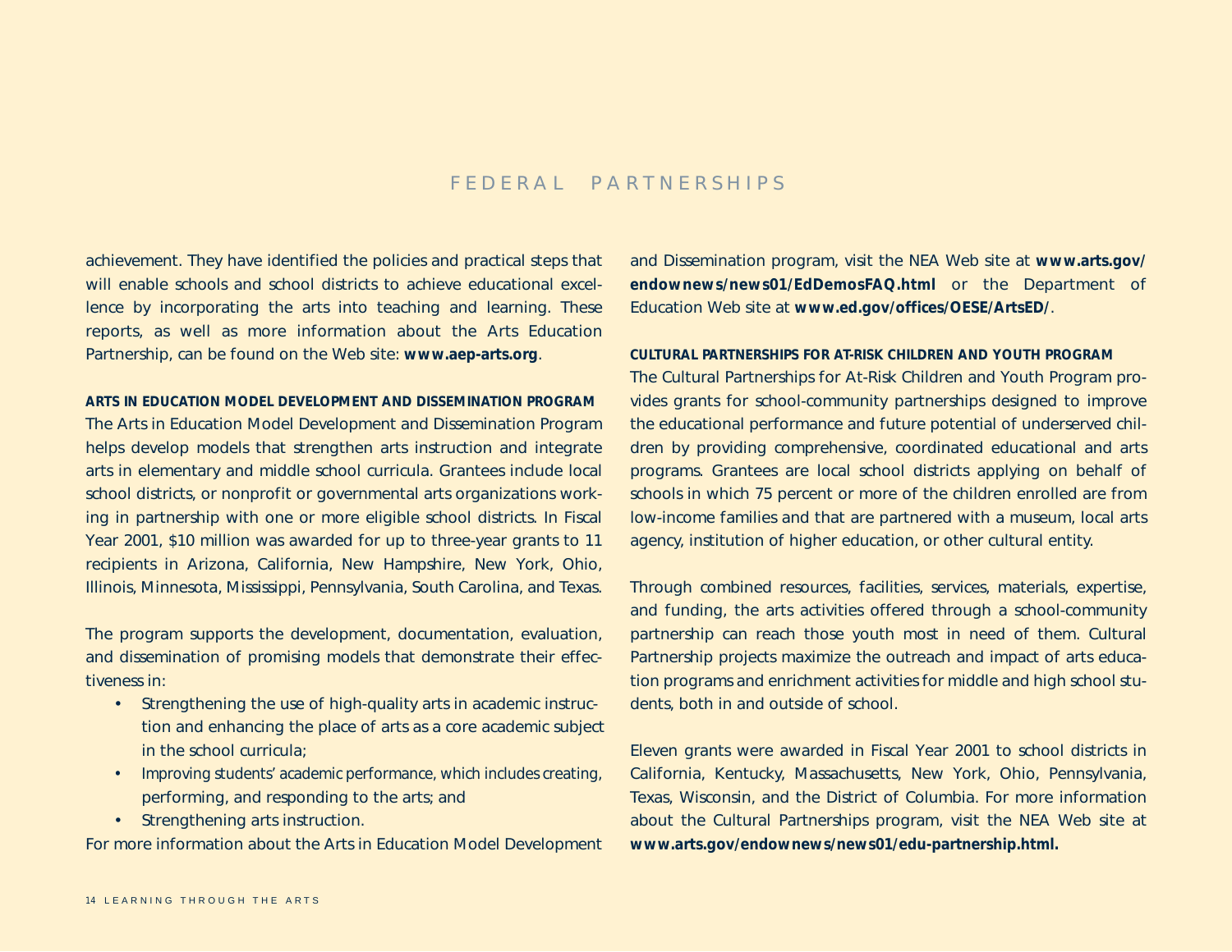achievement. They have identified the policies and practical steps that will enable schools and school districts to achieve educational excellence by incorporating the arts into teaching and learning. These reports, as well as more information about the Arts Education Partnership, can be found on the Web site: **www.aep-arts.org**.

### ARTS IN EDUCATION MODEL DEVELOPMENT AND DISSEMINATION PROGRAM

The Arts in Education Model Development and Dissemination Program helps develop models that strengthen arts instruction and integrate arts in elementary and middle school curricula. Grantees include local school districts, or nonprofit or governmental arts organizations working in partnership with one or more eligible school districts. In Fiscal Year 2001, $10 million was awarded for up to three-year grants to 11 recipients in Arizona, California, New Hampshire, New York, Ohio, Illinois, Minnesota, Mississippi, Pennsylvania, South Carolina, and Texas.

The program supports the development, documentation, evaluation, and dissemination of promising models that demonstrate their effectiveness in:

- Strengthening the use of high-quality arts in academic instruction and enhancing the place of arts as a core academic subject in the school curricula;
- Improving students' academic performance, which includes creating, performing, and responding to the arts; and
- Strengthening arts instruction.

For more information about the Arts in Education Model Development and Dissemination program, visit the NEA Web site at **www.arts.gov/endownews/news01/EdDemosFAQ.html** or the Department of Education Web site at **www.ed.gov/offices/OESE/ArtsED/**.

### CULTURAL PARTNERSHIPS FOR AT-RISK CHILDREN AND YOUTH PROGRAM

The Cultural Partnerships for At-Risk Children and Youth Program provides grants for school-community partnerships designed to improve the educational performance and future potential of underserved children by providing comprehensive, coordinated educational and arts programs. Grantees are local school districts applying on behalf of schools in which 75 percent or more of the children enrolled are from low-income families and that are partnered with a museum, local arts agency, institution of higher education, or other cultural entity.

Through combined resources, facilities, services, materials, expertise, and funding, the arts activities offered through a school-community partnership can reach those youth most in need of them. Cultural Partnership projects maximize the outreach and impact of arts education programs and enrichment activities for middle and high school students, both in and outside of school.

Eleven grants were awarded in Fiscal Year 2001 to school districts in California, Kentucky, Massachusetts, New York, Ohio, Pennsylvania, Texas, Wisconsin, and the District of Columbia. For more information about the Cultural Partnerships program, visit the NEA Web site at **www.arts.gov/endownews/news01/edu-partnership.html.**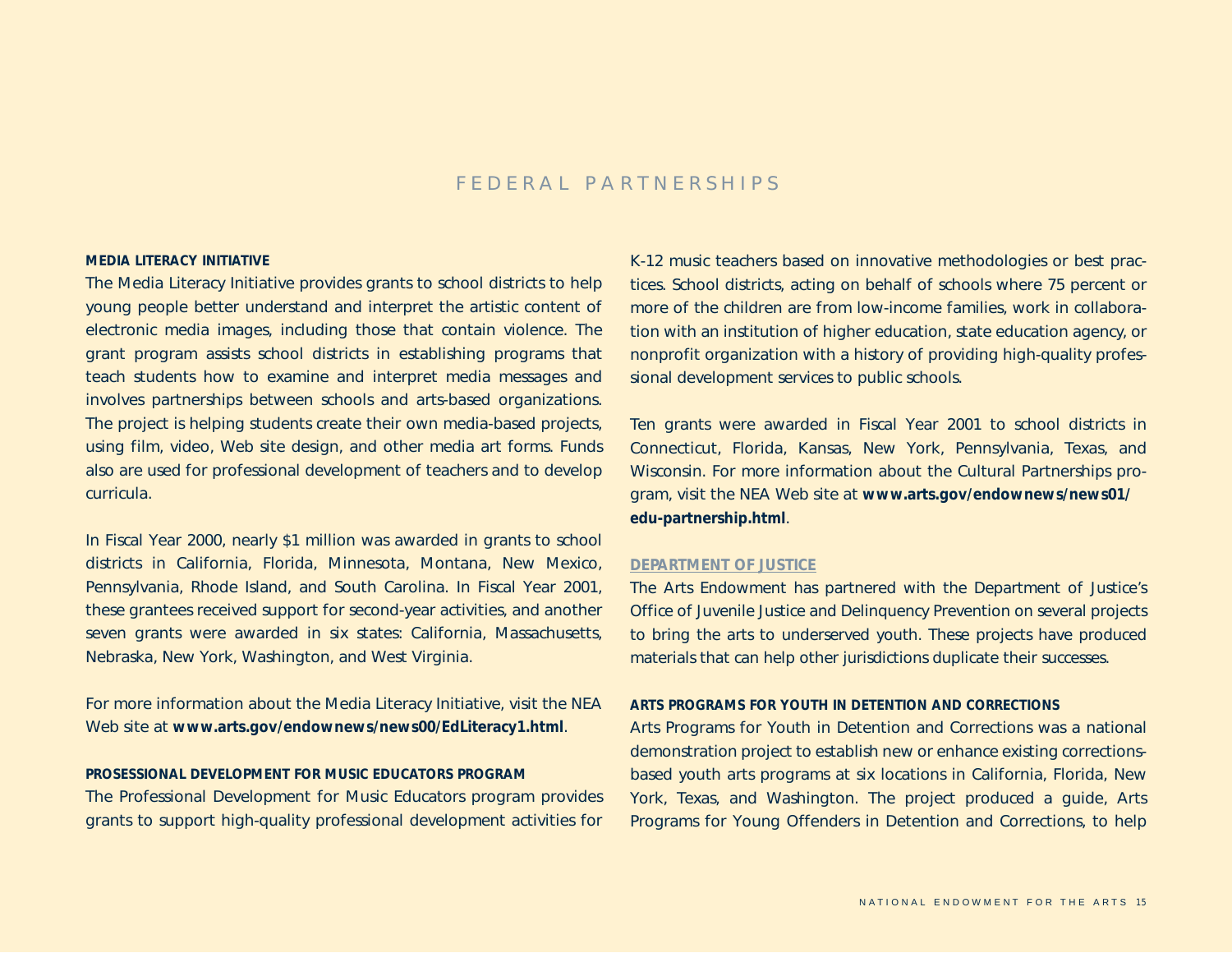# FEDERAL PARTNERSHIPS

### MEDIA LITERACY INITIATIVE

The Media Literacy Initiative provides grants to school districts to help young people better understand and interpret the artistic content of electronic media images, including those that contain violence. The grant program assists school districts in establishing programs that teach students how to examine and interpret media messages and involves partnerships between schools and arts-based organizations. The project is helping students create their own media-based projects, using film, video, Web site design, and other media art forms. Funds also are used for professional development of teachers and to develop curricula.

In Fiscal Year 2000, nearly $1 million was awarded in grants to school districts in California, Florida, Minnesota, Montana, New Mexico, Pennsylvania, Rhode Island, and South Carolina. In Fiscal Year 2001, these grantees received support for second-year activities, and another seven grants were awarded in six states: California, Massachusetts, Nebraska, New York, Washington, and West Virginia.

For more information about the Media Literacy Initiative, visit the NEA Web site at **www.arts.gov/endownews/news00/EdLiteracy1.html**.

### PROSESSIONAL DEVELOPMENT FOR MUSIC EDUCATORS PROGRAM

The Professional Development for Music Educators program provides grants to support high-quality professional development activities for K-12 music teachers based on innovative methodologies or best practices. School districts, acting on behalf of schools where 75 percent or more of the children are from low-income families, work in collaboration with an institution of higher education, state education agency, or nonprofit organization with a history of providing high-quality professional development services to public schools.

Ten grants were awarded in Fiscal Year 2001 to school districts in Connecticut, Florida, Kansas, New York, Pennsylvania, Texas, and Wisconsin. For more information about the Cultural Partnerships program, visit the NEA Web site at **www.arts.gov/endownews/news01/edu-partnership.html**.

## DEPARTMENT OF JUSTICE

The Arts Endowment has partnered with the Department of Justice's Office of Juvenile Justice and Delinquency Prevention on several projects to bring the arts to underserved youth. These projects have produced materials that can help other jurisdictions duplicate their successes.

### ARTS PROGRAMS FOR YOUTH IN DETENTION AND CORRECTIONS

Arts Programs for Youth in Detention and Corrections was a national demonstration project to establish new or enhance existing corrections-based youth arts programs at six locations in California, Florida, New York, Texas, and Washington. The project produced a guide, Arts Programs for Young Offenders in Detention and Corrections, to help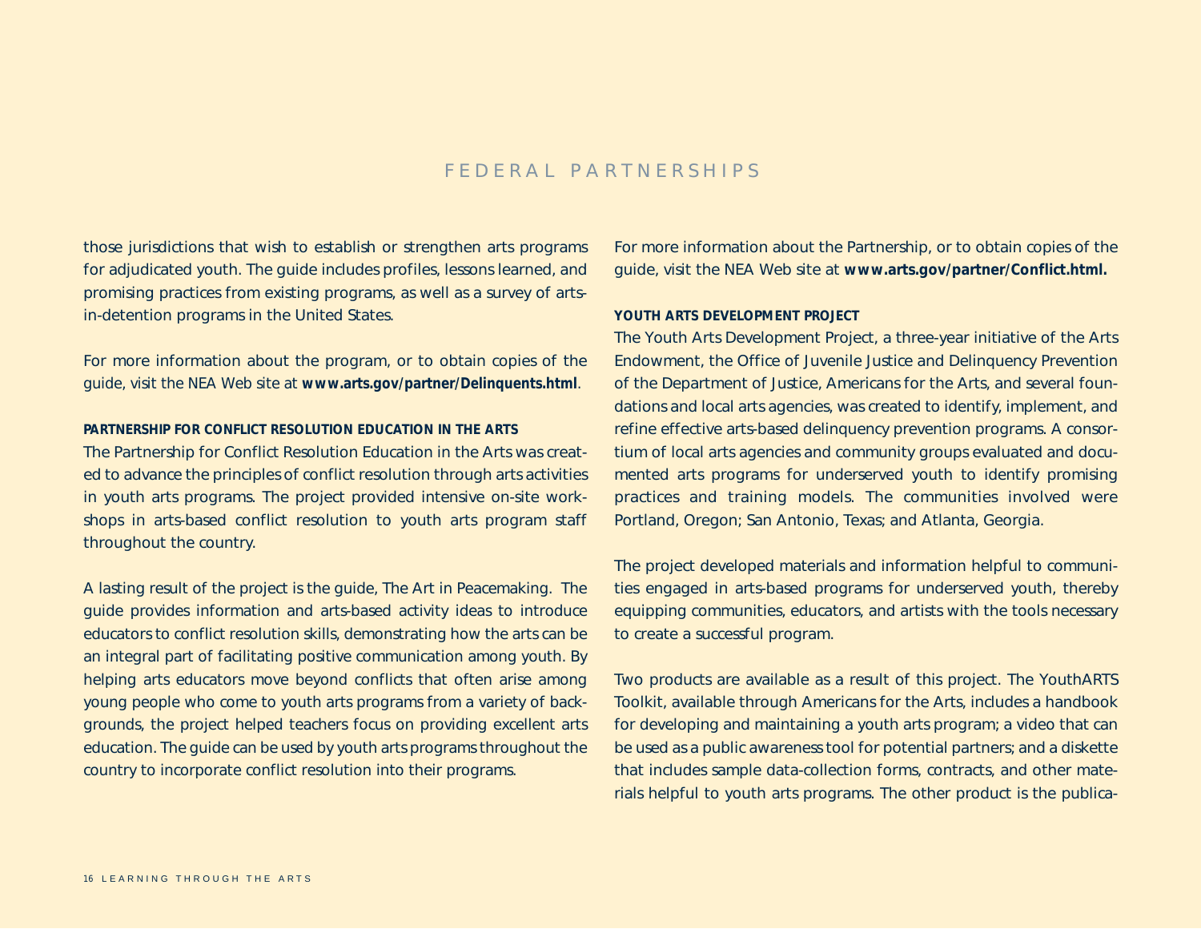those jurisdictions that wish to establish or strengthen arts programs for adjudicated youth. The guide includes profiles, lessons learned, and promising practices from existing programs, as well as a survey of arts-in-detention programs in the United States.

For more information about the program, or to obtain copies of the guide, visit the NEA Web site at **www.arts.gov/partner/Delinquents.html**.

### PARTNERSHIP FOR CONFLICT RESOLUTION EDUCATION IN THE ARTS

The Partnership for Conflict Resolution Education in the Arts was created to advance the principles of conflict resolution through arts activities in youth arts programs. The project provided intensive on-site workshops in arts-based conflict resolution to youth arts program staff throughout the country.

A lasting result of the project is the guide, The Art in Peacemaking. The guide provides information and arts-based activity ideas to introduce educators to conflict resolution skills, demonstrating how the arts can be an integral part of facilitating positive communication among youth. By helping arts educators move beyond conflicts that often arise among young people who come to youth arts programs from a variety of backgrounds, the project helped teachers focus on providing excellent arts education. The guide can be used by youth arts programs throughout the country to incorporate conflict resolution into their programs.

For more information about the Partnership, or to obtain copies of the guide, visit the NEA Web site at **www.arts.gov/partner/Conflict.html.**

### YOUTH ARTS DEVELOPMENT PROJECT

The Youth Arts Development Project, a three-year initiative of the Arts Endowment, the Office of Juvenile Justice and Delinquency Prevention of the Department of Justice, Americans for the Arts, and several foundations and local arts agencies, was created to identify, implement, and refine effective arts-based delinquency prevention programs. A consortium of local arts agencies and community groups evaluated and documented arts programs for underserved youth to identify promising practices and training models. The communities involved were Portland, Oregon; San Antonio, Texas; and Atlanta, Georgia.

The project developed materials and information helpful to communities engaged in arts-based programs for underserved youth, thereby equipping communities, educators, and artists with the tools necessary to create a successful program.

Two products are available as a result of this project. The YouthARTS Toolkit, available through Americans for the Arts, includes a handbook for developing and maintaining a youth arts program; a video that can be used as a public awareness tool for potential partners; and a diskette that includes sample data-collection forms, contracts, and other materials helpful to youth arts programs. The other product is the publica-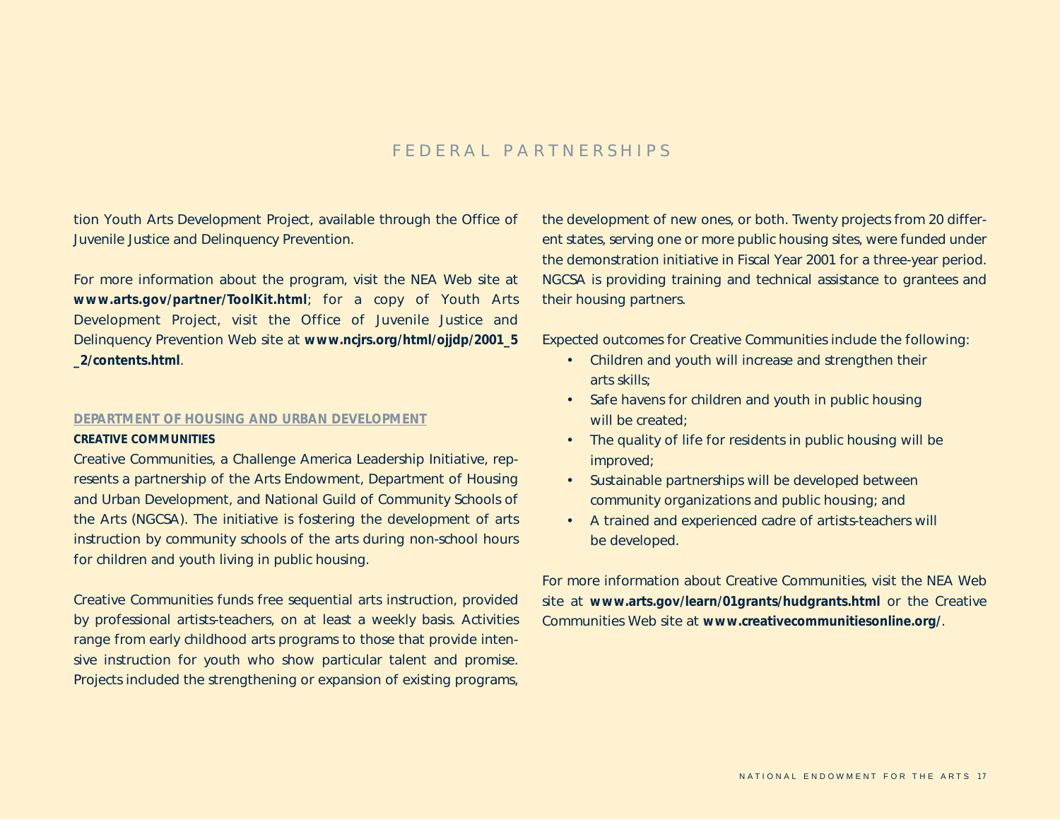tion Youth Arts Development Project, available through the Office of Juvenile Justice and Delinquency Prevention.

For more information about the program, visit the NEA Web site at **www.arts.gov/partner/ToolKit.html**; for a copy of Youth Arts Development Project, visit the Office of Juvenile Justice and Delinquency Prevention Web site at **www.ncjrs.org/html/ojjdp/2001_5_2/contents.html**.

## DEPARTMENT OF HOUSING AND URBAN DEVELOPMENT

### CREATIVE COMMUNITIES

Creative Communities, a Challenge America Leadership Initiative, represents a partnership of the Arts Endowment, Department of Housing and Urban Development, and National Guild of Community Schools of the Arts (NGCSA). The initiative is fostering the development of arts instruction by community schools of the arts during non-school hours for children and youth living in public housing.

Creative Communities funds free sequential arts instruction, provided by professional artists-teachers, on at least a weekly basis. Activities range from early childhood arts programs to those that provide intensive instruction for youth who show particular talent and promise. Projects included the strengthening or expansion of existing programs, the development of new ones, or both. Twenty projects from 20 different states, serving one or more public housing sites, were funded under the demonstration initiative in Fiscal Year 2001 for a three-year period. NGCSA is providing training and technical assistance to grantees and their housing partners.

Expected outcomes for Creative Communities include the following:

- Children and youth will increase and strengthen their arts skills;
- Safe havens for children and youth in public housing will be created;
- The quality of life for residents in public housing will be improved;
- Sustainable partnerships will be developed between community organizations and public housing; and
- A trained and experienced cadre of artists-teachers will be developed.

For more information about Creative Communities, visit the NEA Web site at **www.arts.gov/learn/01grants/hudgrants.html** or the Creative Communities Web site at **www.creativecommunitiesonline.org/**.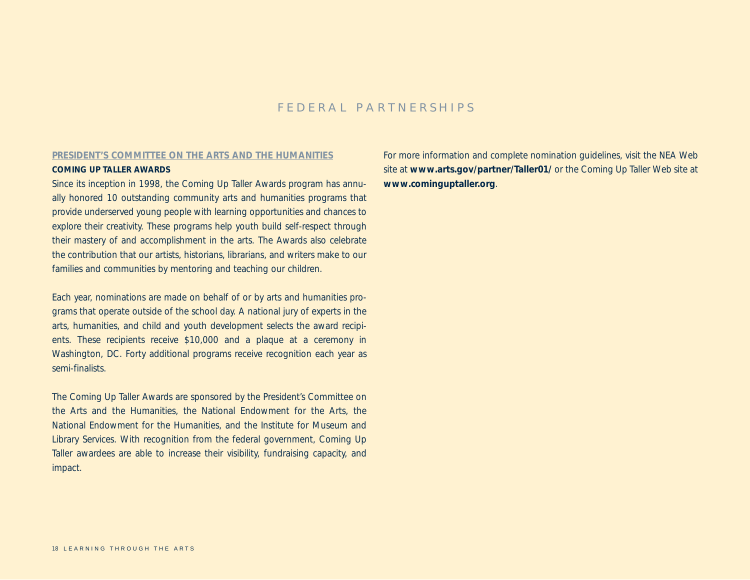# FEDERAL PARTNERSHIPS

## PRESIDENT'S COMMITTEE ON THE ARTS AND THE HUMANITIES

### COMING UP TALLER AWARDS

Since its inception in 1998, the Coming Up Taller Awards program has annually honored 10 outstanding community arts and humanities programs that provide underserved young people with learning opportunities and chances to explore their creativity. These programs help youth build self-respect through their mastery of and accomplishment in the arts. The Awards also celebrate the contribution that our artists, historians, librarians, and writers make to our families and communities by mentoring and teaching our children.

Each year, nominations are made on behalf of or by arts and humanities programs that operate outside of the school day. A national jury of experts in the arts, humanities, and child and youth development selects the award recipients. These recipients receive $10,000 and a plaque at a ceremony in Washington, DC. Forty additional programs receive recognition each year as semi-finalists.

The Coming Up Taller Awards are sponsored by the President's Committee on the Arts and the Humanities, the National Endowment for the Arts, the National Endowment for the Humanities, and the Institute for Museum and Library Services. With recognition from the federal government, Coming Up Taller awardees are able to increase their visibility, fundraising capacity, and impact.

For more information and complete nomination guidelines, visit the NEA Web site at **www.arts.gov/partner/Taller01/** or the Coming Up Taller Web site at **www.cominguptaller.org**.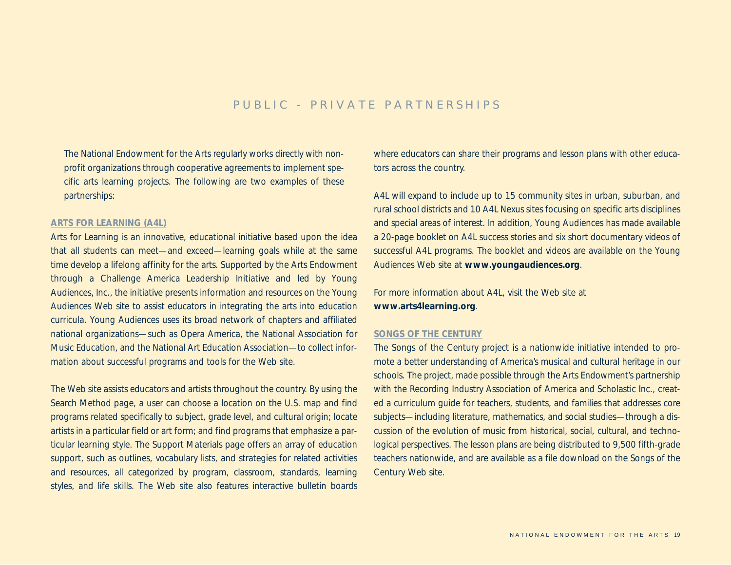# PUBLIC - PRIVATE PARTNERSHIPS

The National Endowment for the Arts regularly works directly with nonprofit organizations through cooperative agreements to implement specific arts learning projects. The following are two examples of these partnerships:

## ARTS FOR LEARNING (A4L)

Arts for Learning is an innovative, educational initiative based upon the idea that all students can meet—and exceed—learning goals while at the same time develop a lifelong affinity for the arts. Supported by the Arts Endowment through a Challenge America Leadership Initiative and led by Young Audiences, Inc., the initiative presents information and resources on the Young Audiences Web site to assist educators in integrating the arts into education curricula. Young Audiences uses its broad network of chapters and affiliated national organizations—such as Opera America, the National Association for Music Education, and the National Art Education Association—to collect information about successful programs and tools for the Web site.

The Web site assists educators and artists throughout the country. By using the Search Method page, a user can choose a location on the U.S. map and find programs related specifically to subject, grade level, and cultural origin; locate artists in a particular field or art form; and find programs that emphasize a particular learning style. The Support Materials page offers an array of education support, such as outlines, vocabulary lists, and strategies for related activities and resources, all categorized by program, classroom, standards, learning styles, and life skills. The Web site also features interactive bulletin boards where educators can share their programs and lesson plans with other educators across the country.

A4L will expand to include up to 15 community sites in urban, suburban, and rural school districts and 10 A4L Nexus sites focusing on specific arts disciplines and special areas of interest. In addition, Young Audiences has made available a 20-page booklet on A4L success stories and six short documentary videos of successful A4L programs. The booklet and videos are available on the Young Audiences Web site at **www.youngaudiences.org**.

For more information about A4L, visit the Web site at **www.arts4learning.org**.

## SONGS OF THE CENTURY

The Songs of the Century project is a nationwide initiative intended to promote a better understanding of America's musical and cultural heritage in our schools. The project, made possible through the Arts Endowment's partnership with the Recording Industry Association of America and Scholastic Inc., created a curriculum guide for teachers, students, and families that addresses core subjects—including literature, mathematics, and social studies—through a discussion of the evolution of music from historical, social, cultural, and technological perspectives. The lesson plans are being distributed to 9,500 fifth-grade teachers nationwide, and are available as a file download on the Songs of the Century Web site.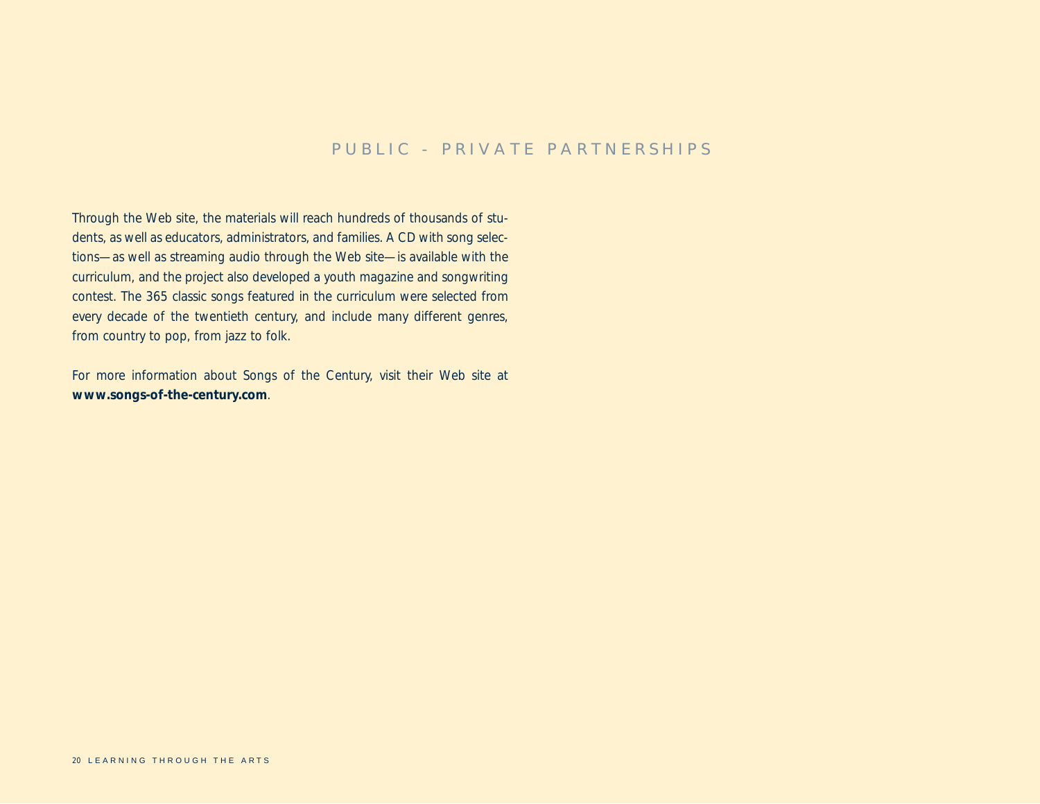Through the Web site, the materials will reach hundreds of thousands of students, as well as educators, administrators, and families. A CD with song selections—as well as streaming audio through the Web site—is available with the curriculum, and the project also developed a youth magazine and songwriting contest. The 365 classic songs featured in the curriculum were selected from every decade of the twentieth century, and include many different genres, from country to pop, from jazz to folk.

For more information about Songs of the Century, visit their Web site at **www.songs-of-the-century.com**.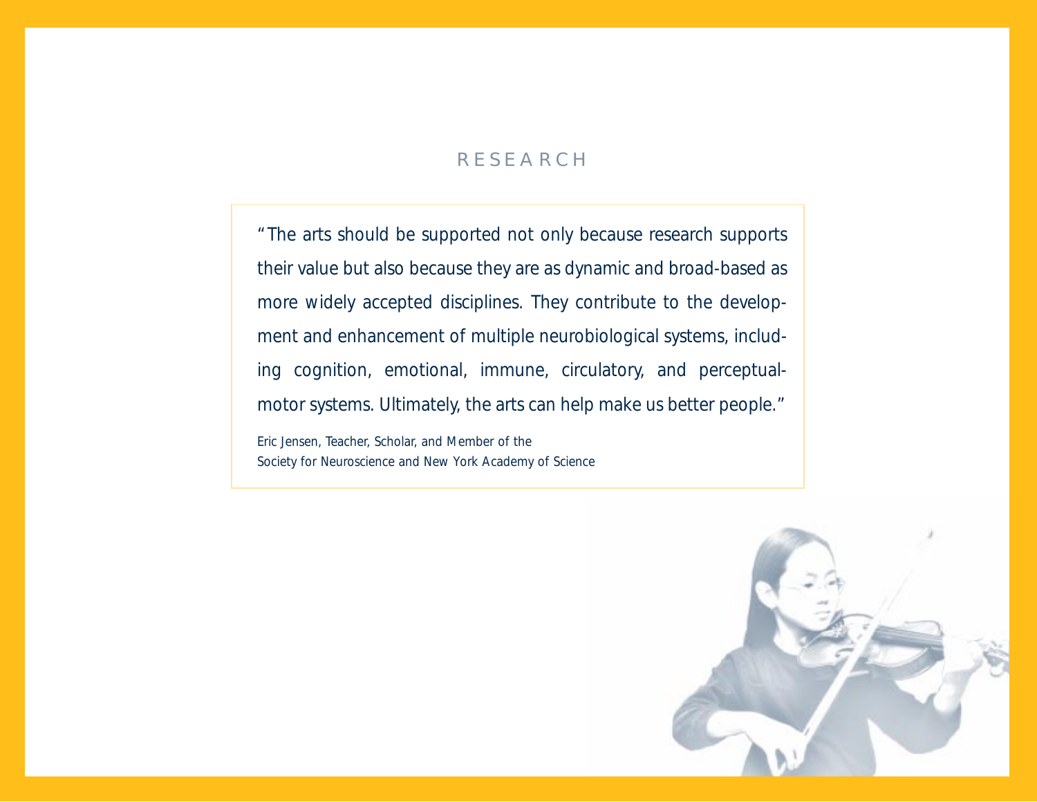## RESEARCH

> "The arts should be supported not only because research supports their value but also because they are as dynamic and broad-based as more widely accepted disciplines. They contribute to the development and enhancement of multiple neurobiological systems, including cognition, emotional, immune, circulatory, and perceptual-motor systems. Ultimately, the arts can help make us better people."
>
> Eric Jensen, Teacher, Scholar, and Member of the
> Society for Neuroscience and New York Academy of Science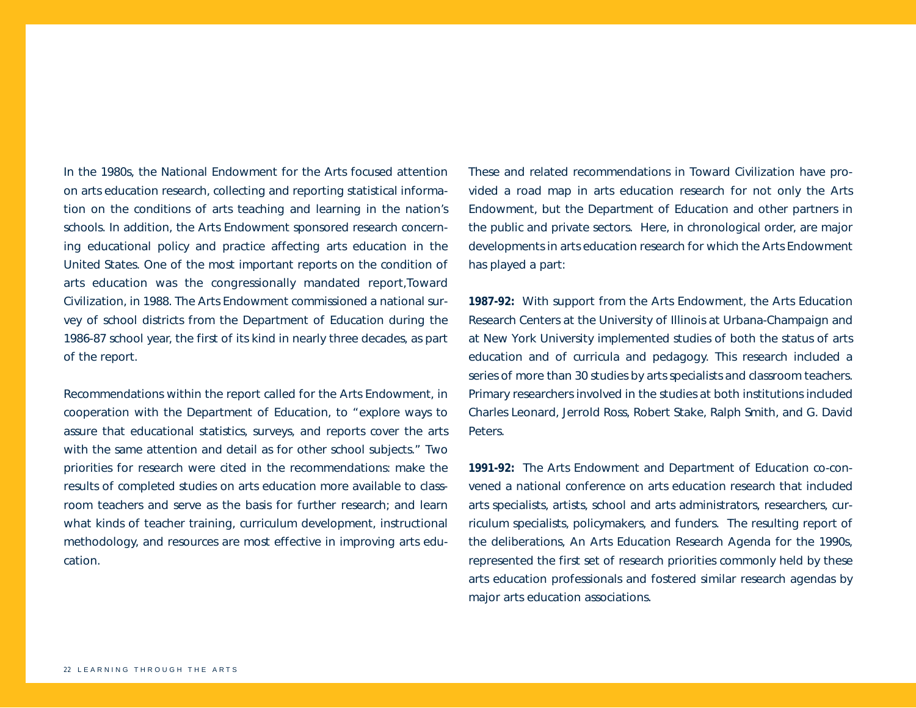In the 1980s, the National Endowment for the Arts focused attention on arts education research, collecting and reporting statistical information on the conditions of arts teaching and learning in the nation's schools. In addition, the Arts Endowment sponsored research concerning educational policy and practice affecting arts education in the United States. One of the most important reports on the condition of arts education was the congressionally mandated report,Toward Civilization, in 1988. The Arts Endowment commissioned a national survey of school districts from the Department of Education during the 1986-87 school year, the first of its kind in nearly three decades, as part of the report.

Recommendations within the report called for the Arts Endowment, in cooperation with the Department of Education, to "explore ways to assure that educational statistics, surveys, and reports cover the arts with the same attention and detail as for other school subjects." Two priorities for research were cited in the recommendations: make the results of completed studies on arts education more available to classroom teachers and serve as the basis for further research; and learn what kinds of teacher training, curriculum development, instructional methodology, and resources are most effective in improving arts education.

These and related recommendations in Toward Civilization have provided a road map in arts education research for not only the Arts Endowment, but the Department of Education and other partners in the public and private sectors. Here, in chronological order, are major developments in arts education research for which the Arts Endowment has played a part:

**1987-92:** With support from the Arts Endowment, the Arts Education Research Centers at the University of Illinois at Urbana-Champaign and at New York University implemented studies of both the status of arts education and of curricula and pedagogy. This research included a series of more than 30 studies by arts specialists and classroom teachers. Primary researchers involved in the studies at both institutions included Charles Leonard, Jerrold Ross, Robert Stake, Ralph Smith, and G. David Peters.

**1991-92:** The Arts Endowment and Department of Education co-convened a national conference on arts education research that included arts specialists, artists, school and arts administrators, researchers, curriculum specialists, policymakers, and funders. The resulting report of the deliberations, An Arts Education Research Agenda for the 1990s, represented the first set of research priorities commonly held by these arts education professionals and fostered similar research agendas by major arts education associations.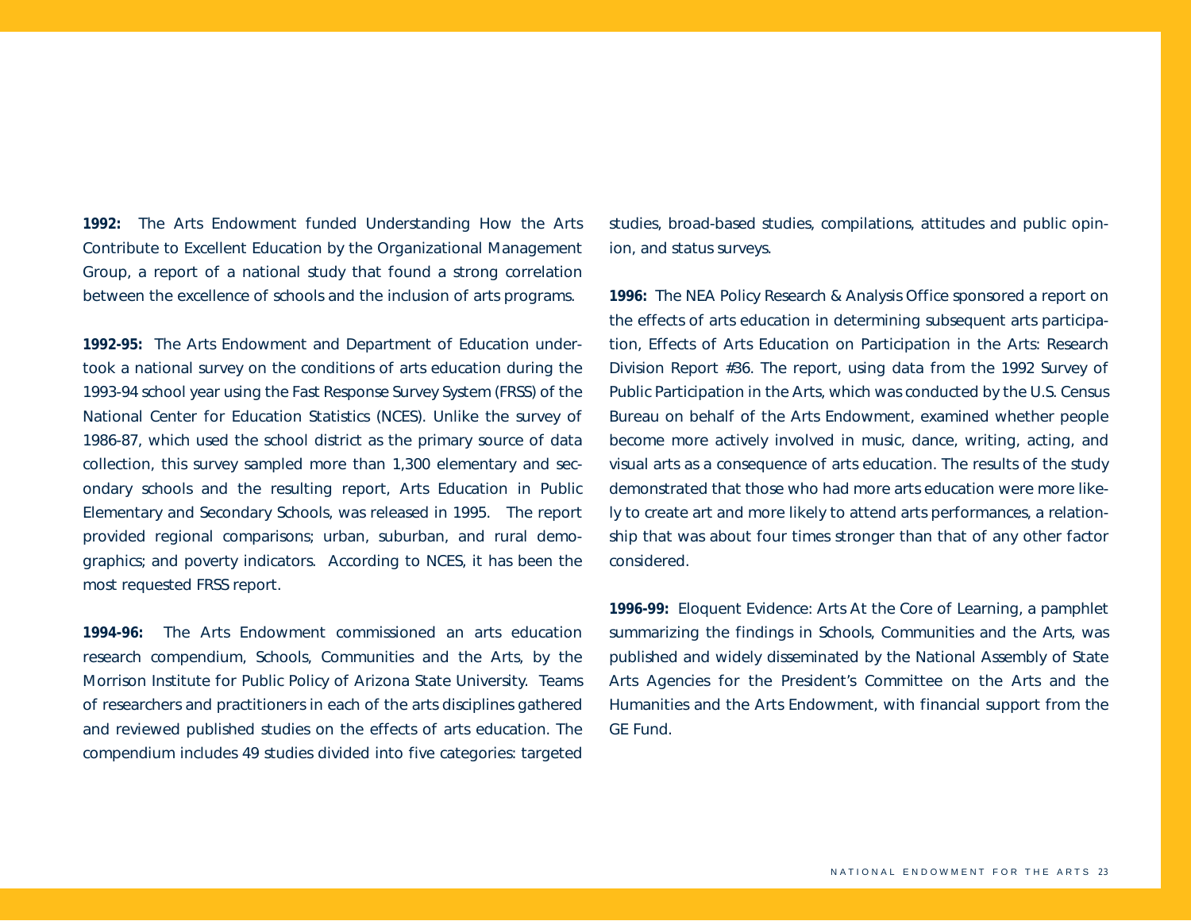**1992:** The Arts Endowment funded Understanding How the Arts Contribute to Excellent Education by the Organizational Management Group, a report of a national study that found a strong correlation between the excellence of schools and the inclusion of arts programs.

**1992-95:** The Arts Endowment and Department of Education undertook a national survey on the conditions of arts education during the 1993-94 school year using the Fast Response Survey System (FRSS) of the National Center for Education Statistics (NCES). Unlike the survey of 1986-87, which used the school district as the primary source of data collection, this survey sampled more than 1,300 elementary and secondary schools and the resulting report, Arts Education in Public Elementary and Secondary Schools, was released in 1995. The report provided regional comparisons; urban, suburban, and rural demographics; and poverty indicators. According to NCES, it has been the most requested FRSS report.

**1994-96:** The Arts Endowment commissioned an arts education research compendium, Schools, Communities and the Arts, by the Morrison Institute for Public Policy of Arizona State University. Teams of researchers and practitioners in each of the arts disciplines gathered and reviewed published studies on the effects of arts education. The compendium includes 49 studies divided into five categories: targeted studies, broad-based studies, compilations, attitudes and public opinion, and status surveys.

**1996:** The NEA Policy Research & Analysis Office sponsored a report on the effects of arts education in determining subsequent arts participation, Effects of Arts Education on Participation in the Arts: Research Division Report #36. The report, using data from the 1992 Survey of Public Participation in the Arts, which was conducted by the U.S. Census Bureau on behalf of the Arts Endowment, examined whether people become more actively involved in music, dance, writing, acting, and visual arts as a consequence of arts education. The results of the study demonstrated that those who had more arts education were more likely to create art and more likely to attend arts performances, a relationship that was about four times stronger than that of any other factor considered.

**1996-99:** Eloquent Evidence: Arts At the Core of Learning, a pamphlet summarizing the findings in Schools, Communities and the Arts, was published and widely disseminated by the National Assembly of State Arts Agencies for the President's Committee on the Arts and the Humanities and the Arts Endowment, with financial support from the GE Fund.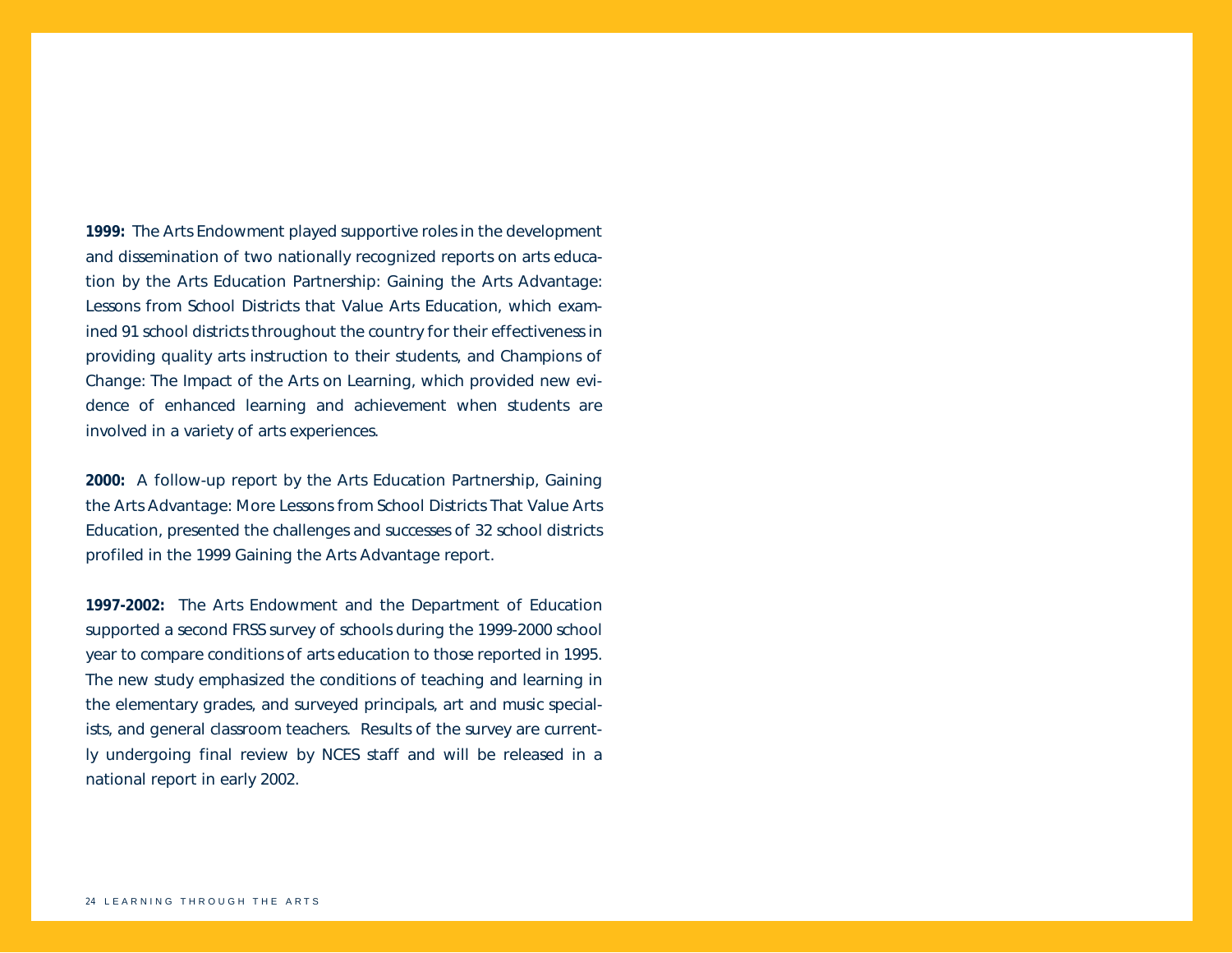**1999:** The Arts Endowment played supportive roles in the development and dissemination of two nationally recognized reports on arts education by the Arts Education Partnership: Gaining the Arts Advantage: Lessons from School Districts that Value Arts Education, which examined 91 school districts throughout the country for their effectiveness in providing quality arts instruction to their students, and Champions of Change: The Impact of the Arts on Learning, which provided new evidence of enhanced learning and achievement when students are involved in a variety of arts experiences.

**2000:** A follow-up report by the Arts Education Partnership, Gaining the Arts Advantage: More Lessons from School Districts That Value Arts Education, presented the challenges and successes of 32 school districts profiled in the 1999 Gaining the Arts Advantage report.

**1997-2002:** The Arts Endowment and the Department of Education supported a second FRSS survey of schools during the 1999-2000 school year to compare conditions of arts education to those reported in 1995. The new study emphasized the conditions of teaching and learning in the elementary grades, and surveyed principals, art and music specialists, and general classroom teachers. Results of the survey are currently undergoing final review by NCES staff and will be released in a national report in early 2002.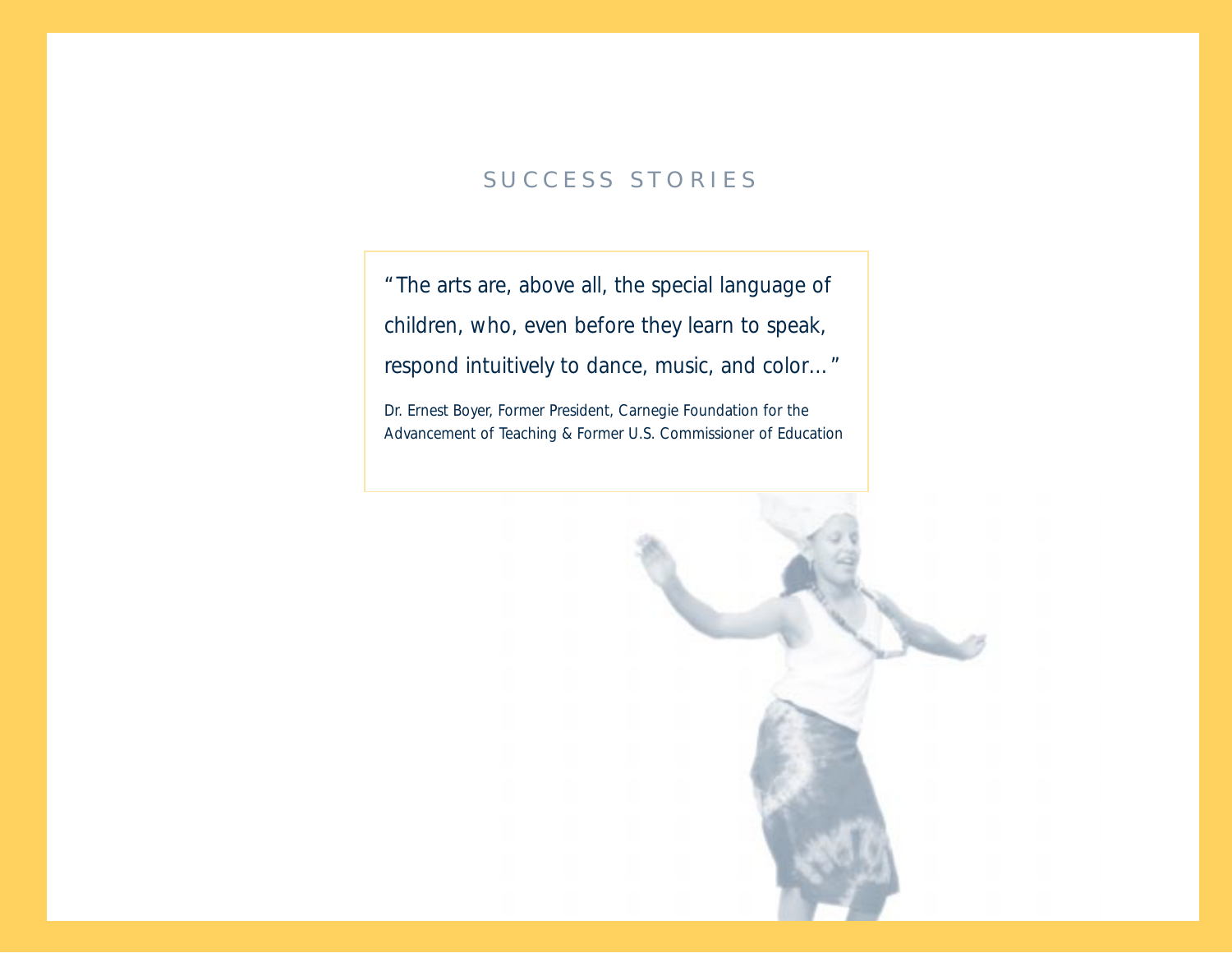# SUCCESS STORIES

> "The arts are, above all, the special language of children, who, even before they learn to speak, respond intuitively to dance, music, and color…"
>
> Dr. Ernest Boyer, Former President, Carnegie Foundation for the Advancement of Teaching & Former U.S. Commissioner of Education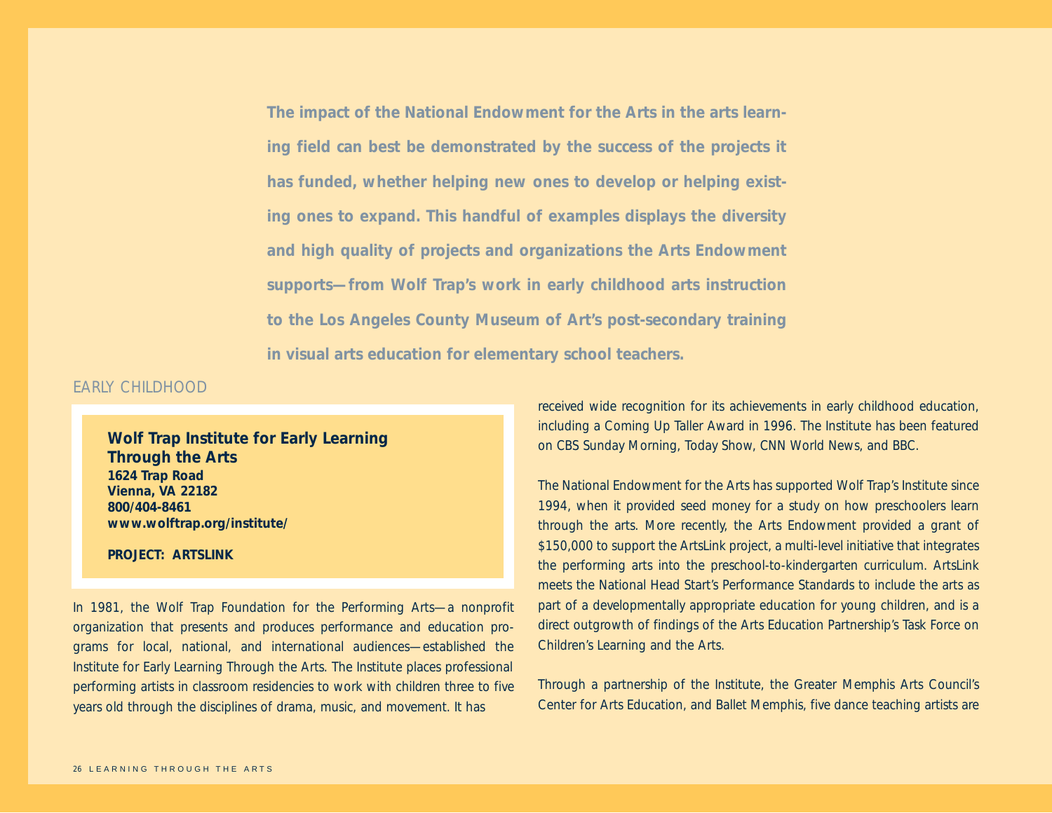**The impact of the National Endowment for the Arts in the arts learning field can best be demonstrated by the success of the projects it has funded, whether helping new ones to develop or helping existing ones to expand. This handful of examples displays the diversity and high quality of projects and organizations the Arts Endowment supports—from Wolf Trap's work in early childhood arts instruction to the Los Angeles County Museum of Art's post-secondary training in visual arts education for elementary school teachers.**

## EARLY CHILDHOOD

**Wolf Trap Institute for Early Learning Through the Arts**
**1624 Trap Road**
**Vienna, VA 22182**
**800/404-8461**
**www.wolftrap.org/institute/**

**PROJECT: ARTSLINK**

In 1981, the Wolf Trap Foundation for the Performing Arts—a nonprofit organization that presents and produces performance and education programs for local, national, and international audiences—established the Institute for Early Learning Through the Arts. The Institute places professional performing artists in classroom residencies to work with children three to five years old through the disciplines of drama, music, and movement. It has received wide recognition for its achievements in early childhood education, including a Coming Up Taller Award in 1996. The Institute has been featured on CBS Sunday Morning, Today Show, CNN World News, and BBC.

The National Endowment for the Arts has supported Wolf Trap's Institute since 1994, when it provided seed money for a study on how preschoolers learn through the arts. More recently, the Arts Endowment provided a grant of $150,000 to support the ArtsLink project, a multi-level initiative that integrates the performing arts into the preschool-to-kindergarten curriculum. ArtsLink meets the National Head Start's Performance Standards to include the arts as part of a developmentally appropriate education for young children, and is a direct outgrowth of findings of the Arts Education Partnership's Task Force on Children's Learning and the Arts.

Through a partnership of the Institute, the Greater Memphis Arts Council's Center for Arts Education, and Ballet Memphis, five dance teaching artists are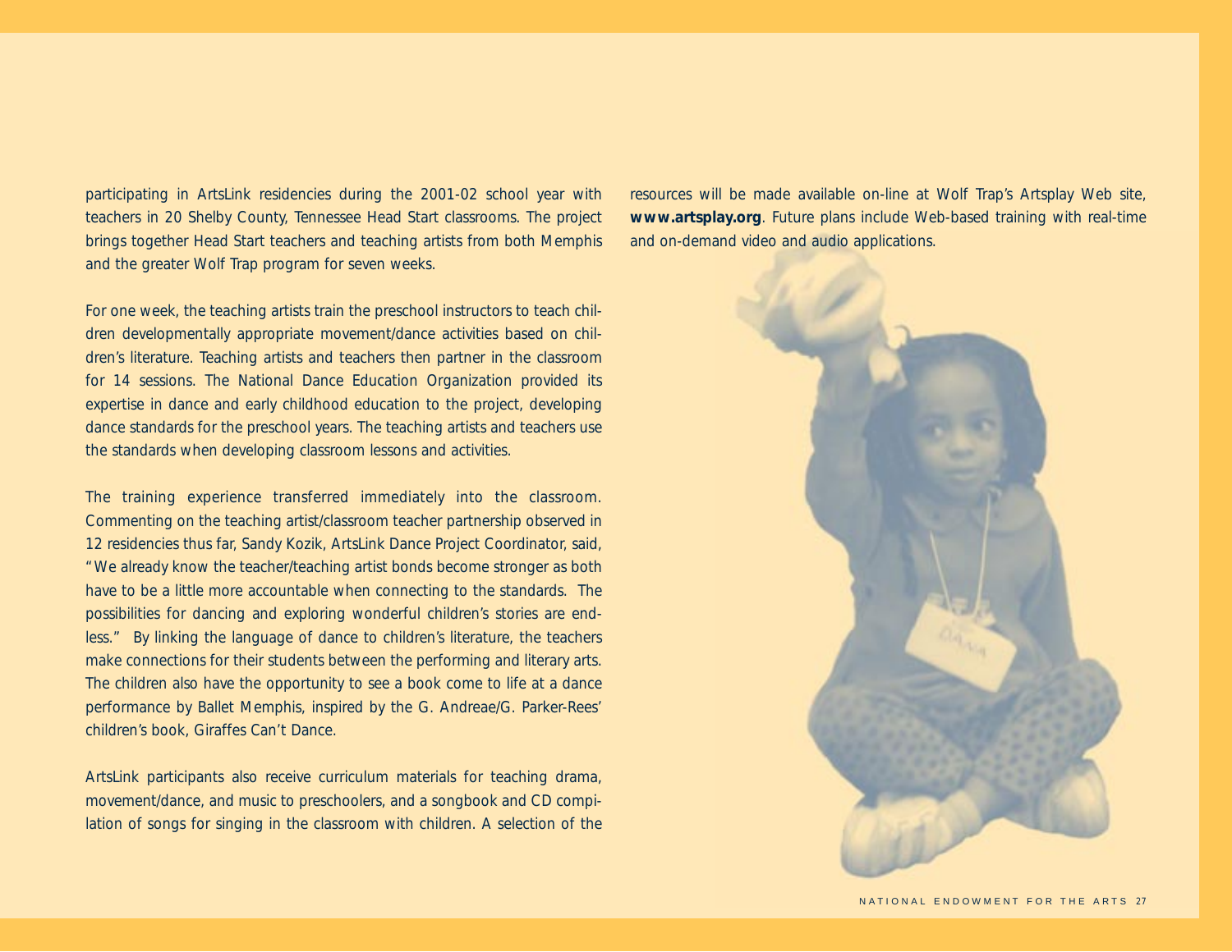participating in ArtsLink residencies during the 2001-02 school year with teachers in 20 Shelby County, Tennessee Head Start classrooms. The project brings together Head Start teachers and teaching artists from both Memphis and the greater Wolf Trap program for seven weeks.

For one week, the teaching artists train the preschool instructors to teach children developmentally appropriate movement/dance activities based on children's literature. Teaching artists and teachers then partner in the classroom for 14 sessions. The National Dance Education Organization provided its expertise in dance and early childhood education to the project, developing dance standards for the preschool years. The teaching artists and teachers use the standards when developing classroom lessons and activities.

The training experience transferred immediately into the classroom. Commenting on the teaching artist/classroom teacher partnership observed in 12 residencies thus far, Sandy Kozik, ArtsLink Dance Project Coordinator, said, "We already know the teacher/teaching artist bonds become stronger as both have to be a little more accountable when connecting to the standards. The possibilities for dancing and exploring wonderful children's stories are endless." By linking the language of dance to children's literature, the teachers make connections for their students between the performing and literary arts. The children also have the opportunity to see a book come to life at a dance performance by Ballet Memphis, inspired by the G. Andreae/G. Parker-Rees' children's book, Giraffes Can't Dance.

ArtsLink participants also receive curriculum materials for teaching drama, movement/dance, and music to preschoolers, and a songbook and CD compilation of songs for singing in the classroom with children. A selection of the resources will be made available on-line at Wolf Trap's Artsplay Web site, **www.artsplay.org**. Future plans include Web-based training with real-time and on-demand video and audio applications.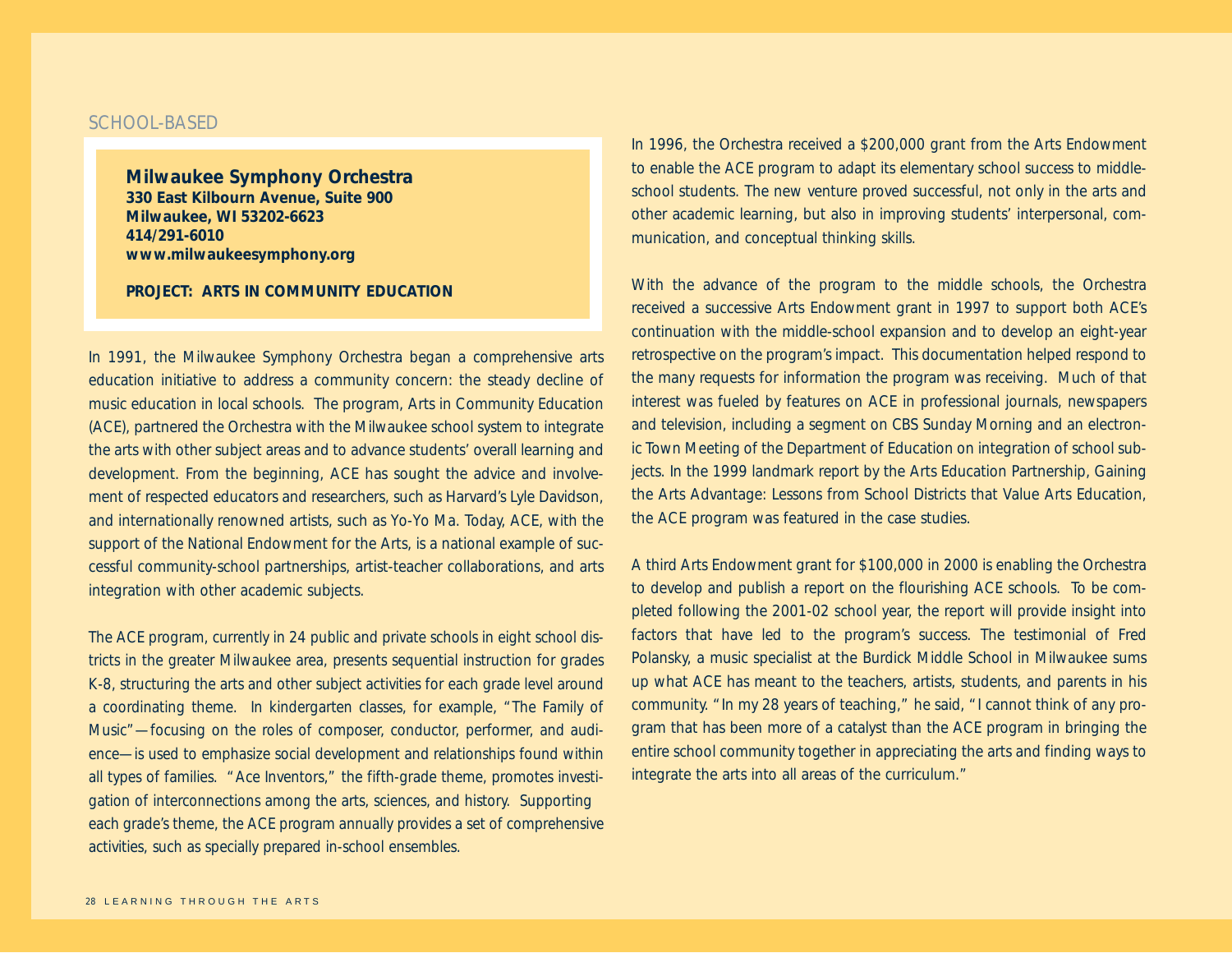SCHOOL-BASED

## Milwaukee Symphony Orchestra

**330 East Kilbourn Avenue, Suite 900**
**Milwaukee, WI 53202-6623**
**414/291-6010**
**www.milwaukeesymphony.org**

**PROJECT: ARTS IN COMMUNITY EDUCATION**

In 1991, the Milwaukee Symphony Orchestra began a comprehensive arts education initiative to address a community concern: the steady decline of music education in local schools. The program, Arts in Community Education (ACE), partnered the Orchestra with the Milwaukee school system to integrate the arts with other subject areas and to advance students' overall learning and development. From the beginning, ACE has sought the advice and involvement of respected educators and researchers, such as Harvard's Lyle Davidson, and internationally renowned artists, such as Yo-Yo Ma. Today, ACE, with the support of the National Endowment for the Arts, is a national example of successful community-school partnerships, artist-teacher collaborations, and arts integration with other academic subjects.

The ACE program, currently in 24 public and private schools in eight school districts in the greater Milwaukee area, presents sequential instruction for grades K-8, structuring the arts and other subject activities for each grade level around a coordinating theme. In kindergarten classes, for example, "The Family of Music"—focusing on the roles of composer, conductor, performer, and audience—is used to emphasize social development and relationships found within all types of families. "Ace Inventors," the fifth-grade theme, promotes investigation of interconnections among the arts, sciences, and history. Supporting each grade's theme, the ACE program annually provides a set of comprehensive activities, such as specially prepared in-school ensembles.

In 1996, the Orchestra received a $200,000 grant from the Arts Endowment to enable the ACE program to adapt its elementary school success to middle-school students. The new venture proved successful, not only in the arts and other academic learning, but also in improving students' interpersonal, communication, and conceptual thinking skills.

With the advance of the program to the middle schools, the Orchestra received a successive Arts Endowment grant in 1997 to support both ACE's continuation with the middle-school expansion and to develop an eight-year retrospective on the program's impact. This documentation helped respond to the many requests for information the program was receiving. Much of that interest was fueled by features on ACE in professional journals, newspapers and television, including a segment on CBS Sunday Morning and an electronic Town Meeting of the Department of Education on integration of school subjects. In the 1999 landmark report by the Arts Education Partnership, Gaining the Arts Advantage: Lessons from School Districts that Value Arts Education, the ACE program was featured in the case studies.

A third Arts Endowment grant for $100,000 in 2000 is enabling the Orchestra to develop and publish a report on the flourishing ACE schools. To be completed following the 2001-02 school year, the report will provide insight into factors that have led to the program's success. The testimonial of Fred Polansky, a music specialist at the Burdick Middle School in Milwaukee sums up what ACE has meant to the teachers, artists, students, and parents in his community. "In my 28 years of teaching," he said, "I cannot think of any program that has been more of a catalyst than the ACE program in bringing the entire school community together in appreciating the arts and finding ways to integrate the arts into all areas of the curriculum."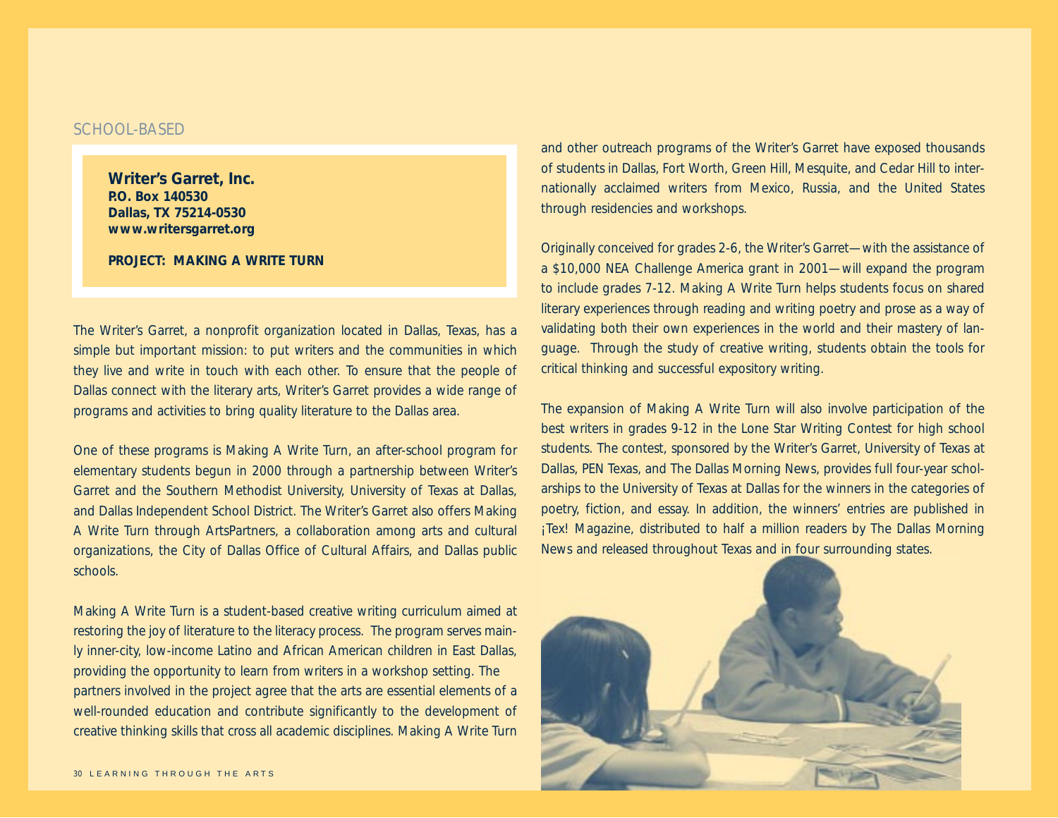SCHOOL-BASED

**Writer's Garret, Inc.**
**P.O. Box 140530**
**Dallas, TX 75214-0530**
**www.writersgarret.org**

**PROJECT: MAKING A WRITE TURN**

The Writer's Garret, a nonprofit organization located in Dallas, Texas, has a simple but important mission: to put writers and the communities in which they live and write in touch with each other. To ensure that the people of Dallas connect with the literary arts, Writer's Garret provides a wide range of programs and activities to bring quality literature to the Dallas area.

One of these programs is Making A Write Turn, an after-school program for elementary students begun in 2000 through a partnership between Writer's Garret and the Southern Methodist University, University of Texas at Dallas, and Dallas Independent School District. The Writer's Garret also offers Making A Write Turn through ArtsPartners, a collaboration among arts and cultural organizations, the City of Dallas Office of Cultural Affairs, and Dallas public schools.

Making A Write Turn is a student-based creative writing curriculum aimed at restoring the joy of literature to the literacy process. The program serves mainly inner-city, low-income Latino and African American children in East Dallas, providing the opportunity to learn from writers in a workshop setting. The partners involved in the project agree that the arts are essential elements of a well-rounded education and contribute significantly to the development of creative thinking skills that cross all academic disciplines. Making A Write Turn and other outreach programs of the Writer's Garret have exposed thousands of students in Dallas, Fort Worth, Green Hill, Mesquite, and Cedar Hill to internationally acclaimed writers from Mexico, Russia, and the United States through residencies and workshops.

Originally conceived for grades 2-6, the Writer's Garret—with the assistance of a $10,000 NEA Challenge America grant in 2001—will expand the program to include grades 7-12. Making A Write Turn helps students focus on shared literary experiences through reading and writing poetry and prose as a way of validating both their own experiences in the world and their mastery of language. Through the study of creative writing, students obtain the tools for critical thinking and successful expository writing.

The expansion of Making A Write Turn will also involve participation of the best writers in grades 9-12 in the Lone Star Writing Contest for high school students. The contest, sponsored by the Writer's Garret, University of Texas at Dallas, PEN Texas, and The Dallas Morning News, provides full four-year scholarships to the University of Texas at Dallas for the winners in the categories of poetry, fiction, and essay. In addition, the winners' entries are published in ¡Tex! Magazine, distributed to half a million readers by The Dallas Morning News and released throughout Texas and in four surrounding states.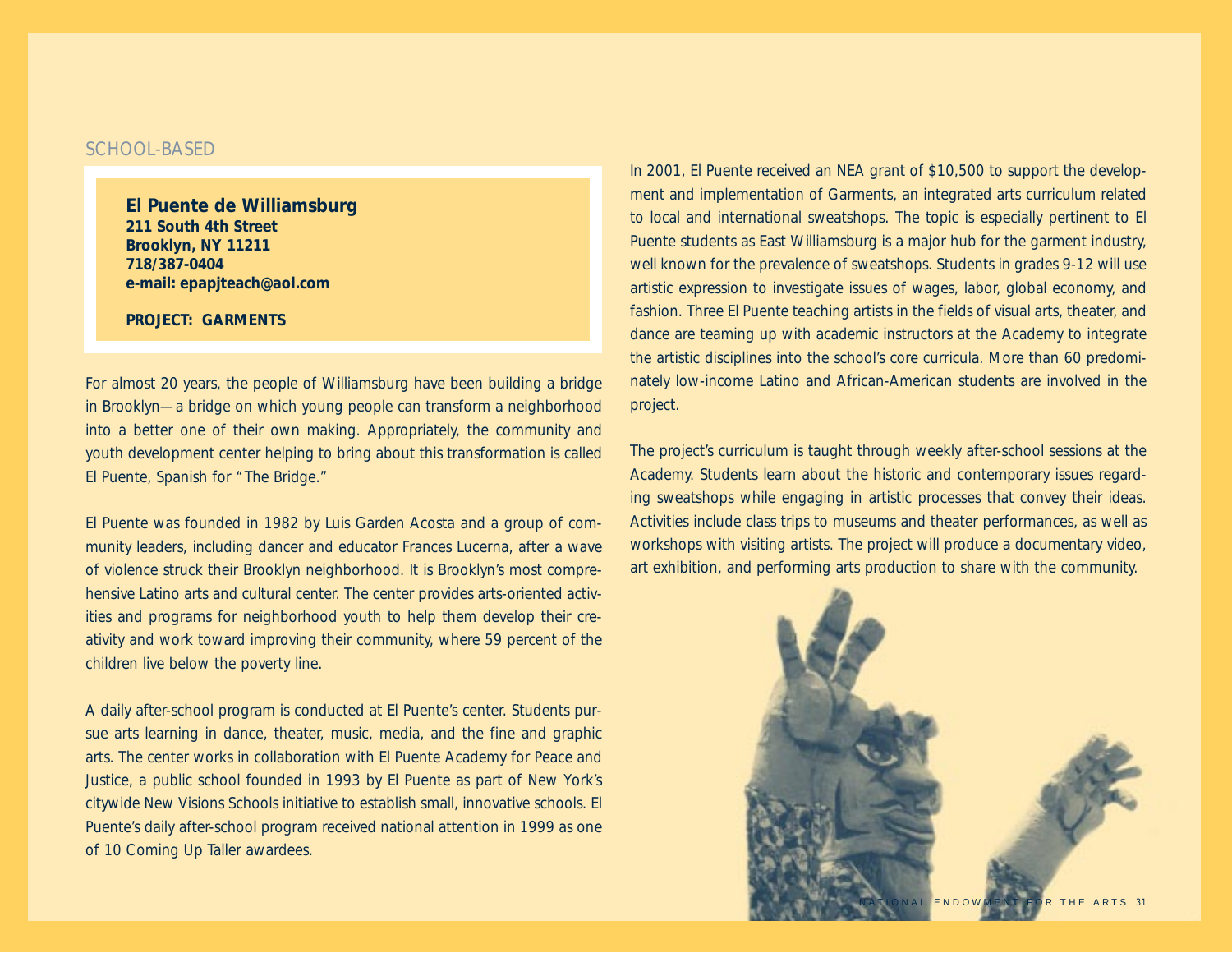SCHOOL-BASED

**El Puente de Williamsburg**
**211 South 4th Street**
**Brooklyn, NY 11211**
**718/387-0404**
**e-mail: epapjteach@aol.com**

**PROJECT: GARMENTS**

For almost 20 years, the people of Williamsburg have been building a bridge in Brooklyn—a bridge on which young people can transform a neighborhood into a better one of their own making. Appropriately, the community and youth development center helping to bring about this transformation is called El Puente, Spanish for "The Bridge."

El Puente was founded in 1982 by Luis Garden Acosta and a group of community leaders, including dancer and educator Frances Lucerna, after a wave of violence struck their Brooklyn neighborhood. It is Brooklyn's most comprehensive Latino arts and cultural center. The center provides arts-oriented activities and programs for neighborhood youth to help them develop their creativity and work toward improving their community, where 59 percent of the children live below the poverty line.

A daily after-school program is conducted at El Puente's center. Students pursue arts learning in dance, theater, music, media, and the fine and graphic arts. The center works in collaboration with El Puente Academy for Peace and Justice, a public school founded in 1993 by El Puente as part of New York's citywide New Visions Schools initiative to establish small, innovative schools. El Puente's daily after-school program received national attention in 1999 as one of 10 Coming Up Taller awardees.

In 2001, El Puente received an NEA grant of $10,500 to support the development and implementation of Garments, an integrated arts curriculum related to local and international sweatshops. The topic is especially pertinent to El Puente students as East Williamsburg is a major hub for the garment industry, well known for the prevalence of sweatshops. Students in grades 9-12 will use artistic expression to investigate issues of wages, labor, global economy, and fashion. Three El Puente teaching artists in the fields of visual arts, theater, and dance are teaming up with academic instructors at the Academy to integrate the artistic disciplines into the school's core curricula. More than 60 predominately low-income Latino and African-American students are involved in the project.

The project's curriculum is taught through weekly after-school sessions at the Academy. Students learn about the historic and contemporary issues regarding sweatshops while engaging in artistic processes that convey their ideas. Activities include class trips to museums and theater performances, as well as workshops with visiting artists. The project will produce a documentary video, art exhibition, and performing arts production to share with the community.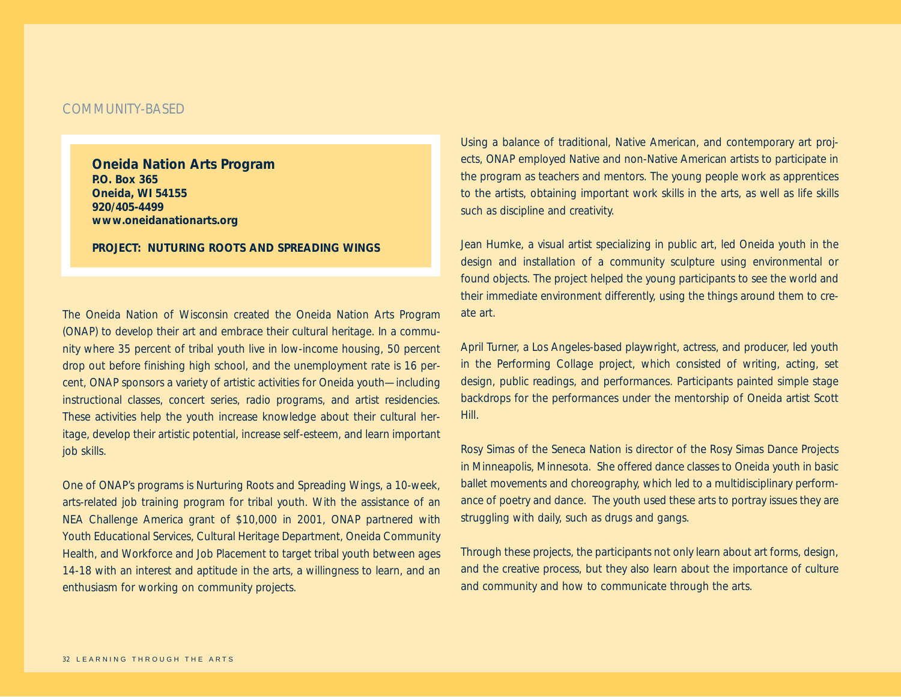COMMUNITY-BASED

**Oneida Nation Arts Program**
**P.O. Box 365**
**Oneida, WI 54155**
**920/405-4499**
**www.oneidanationarts.org**

**PROJECT: NUTURING ROOTS AND SPREADING WINGS**

The Oneida Nation of Wisconsin created the Oneida Nation Arts Program (ONAP) to develop their art and embrace their cultural heritage. In a community where 35 percent of tribal youth live in low-income housing, 50 percent drop out before finishing high school, and the unemployment rate is 16 percent, ONAP sponsors a variety of artistic activities for Oneida youth—including instructional classes, concert series, radio programs, and artist residencies. These activities help the youth increase knowledge about their cultural heritage, develop their artistic potential, increase self-esteem, and learn important job skills.

One of ONAP's programs is Nurturing Roots and Spreading Wings, a 10-week, arts-related job training program for tribal youth. With the assistance of an NEA Challenge America grant of $10,000 in 2001, ONAP partnered with Youth Educational Services, Cultural Heritage Department, Oneida Community Health, and Workforce and Job Placement to target tribal youth between ages 14-18 with an interest and aptitude in the arts, a willingness to learn, and an enthusiasm for working on community projects.

Using a balance of traditional, Native American, and contemporary art projects, ONAP employed Native and non-Native American artists to participate in the program as teachers and mentors. The young people work as apprentices to the artists, obtaining important work skills in the arts, as well as life skills such as discipline and creativity.

Jean Humke, a visual artist specializing in public art, led Oneida youth in the design and installation of a community sculpture using environmental or found objects. The project helped the young participants to see the world and their immediate environment differently, using the things around them to create art.

April Turner, a Los Angeles-based playwright, actress, and producer, led youth in the Performing Collage project, which consisted of writing, acting, set design, public readings, and performances. Participants painted simple stage backdrops for the performances under the mentorship of Oneida artist Scott Hill.

Rosy Simas of the Seneca Nation is director of the Rosy Simas Dance Projects in Minneapolis, Minnesota. She offered dance classes to Oneida youth in basic ballet movements and choreography, which led to a multidisciplinary performance of poetry and dance. The youth used these arts to portray issues they are struggling with daily, such as drugs and gangs.

Through these projects, the participants not only learn about art forms, design, and the creative process, but they also learn about the importance of culture and community and how to communicate through the arts.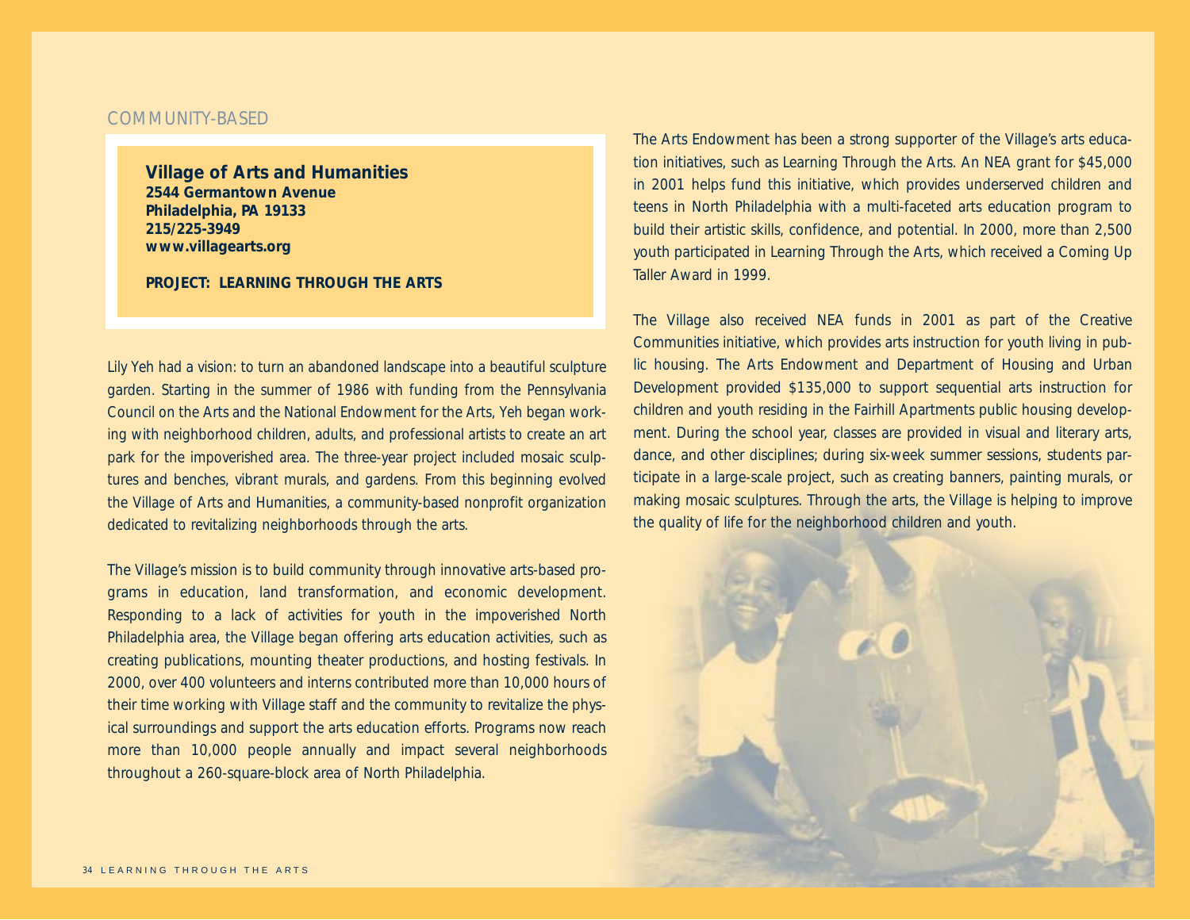COMMUNITY-BASED

**Village of Arts and Humanities**
**2544 Germantown Avenue**
**Philadelphia, PA 19133**
**215/225-3949**
**www.villagearts.org**

**PROJECT: LEARNING THROUGH THE ARTS**

Lily Yeh had a vision: to turn an abandoned landscape into a beautiful sculpture garden. Starting in the summer of 1986 with funding from the Pennsylvania Council on the Arts and the National Endowment for the Arts, Yeh began working with neighborhood children, adults, and professional artists to create an art park for the impoverished area. The three-year project included mosaic sculptures and benches, vibrant murals, and gardens. From this beginning evolved the Village of Arts and Humanities, a community-based nonprofit organization dedicated to revitalizing neighborhoods through the arts.

The Village's mission is to build community through innovative arts-based programs in education, land transformation, and economic development. Responding to a lack of activities for youth in the impoverished North Philadelphia area, the Village began offering arts education activities, such as creating publications, mounting theater productions, and hosting festivals. In 2000, over 400 volunteers and interns contributed more than 10,000 hours of their time working with Village staff and the community to revitalize the physical surroundings and support the arts education efforts. Programs now reach more than 10,000 people annually and impact several neighborhoods throughout a 260-square-block area of North Philadelphia.

The Arts Endowment has been a strong supporter of the Village's arts education initiatives, such as Learning Through the Arts. An NEA grant for $45,000 in 2001 helps fund this initiative, which provides underserved children and teens in North Philadelphia with a multi-faceted arts education program to build their artistic skills, confidence, and potential. In 2000, more than 2,500 youth participated in Learning Through the Arts, which received a Coming Up Taller Award in 1999.

The Village also received NEA funds in 2001 as part of the Creative Communities initiative, which provides arts instruction for youth living in public housing. The Arts Endowment and Department of Housing and Urban Development provided $135,000 to support sequential arts instruction for children and youth residing in the Fairhill Apartments public housing development. During the school year, classes are provided in visual and literary arts, dance, and other disciplines; during six-week summer sessions, students participate in a large-scale project, such as creating banners, painting murals, or making mosaic sculptures. Through the arts, the Village is helping to improve the quality of life for the neighborhood children and youth.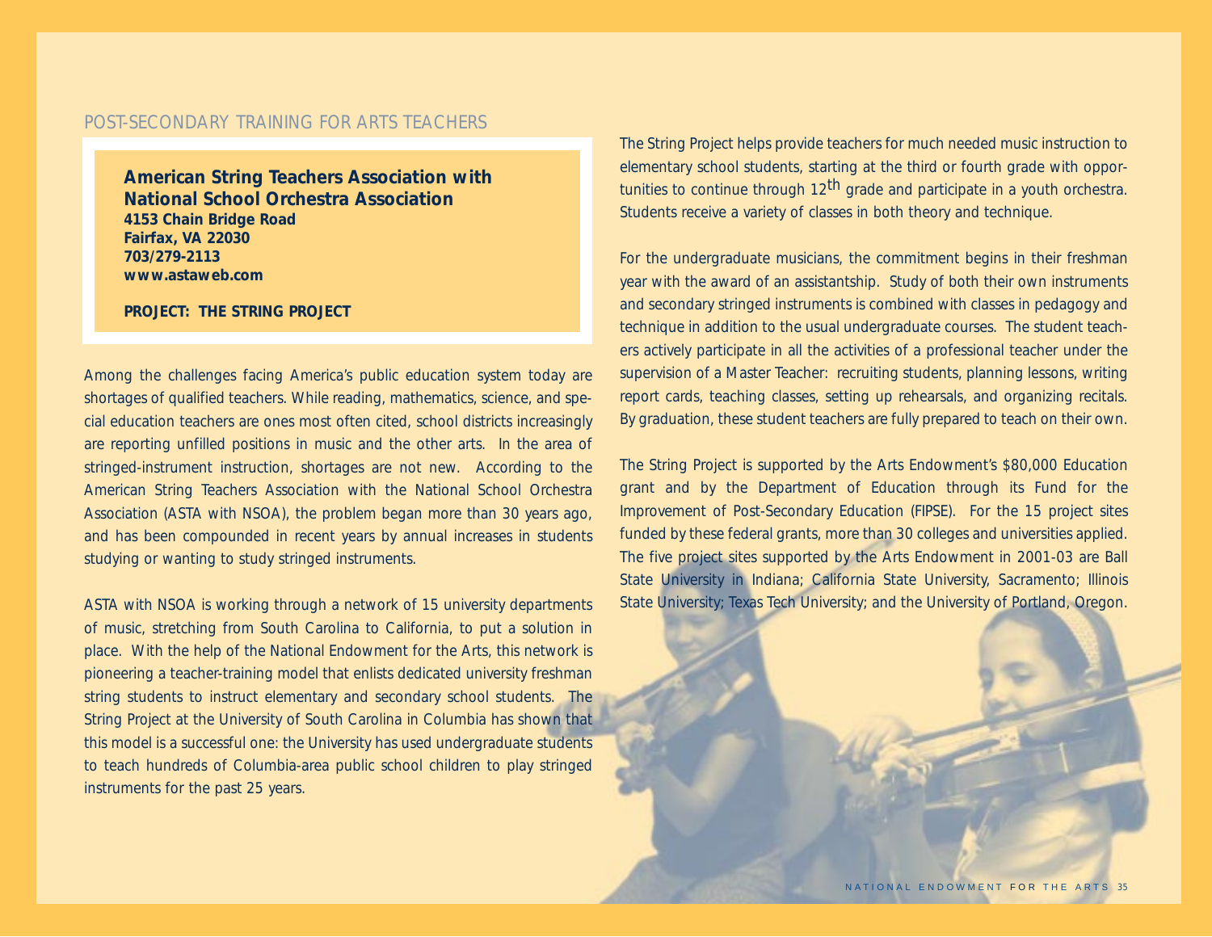## POST-SECONDARY TRAINING FOR ARTS TEACHERS

**American String Teachers Association with National School Orchestra Association**
**4153 Chain Bridge Road**
**Fairfax, VA 22030**
**703/279-2113**
**www.astaweb.com**

**PROJECT: THE STRING PROJECT**

Among the challenges facing America's public education system today are shortages of qualified teachers. While reading, mathematics, science, and special education teachers are ones most often cited, school districts increasingly are reporting unfilled positions in music and the other arts. In the area of stringed-instrument instruction, shortages are not new. According to the American String Teachers Association with the National School Orchestra Association (ASTA with NSOA), the problem began more than 30 years ago, and has been compounded in recent years by annual increases in students studying or wanting to study stringed instruments.

ASTA with NSOA is working through a network of 15 university departments of music, stretching from South Carolina to California, to put a solution in place. With the help of the National Endowment for the Arts, this network is pioneering a teacher-training model that enlists dedicated university freshman string students to instruct elementary and secondary school students. The String Project at the University of South Carolina in Columbia has shown that this model is a successful one: the University has used undergraduate students to teach hundreds of Columbia-area public school children to play stringed instruments for the past 25 years.

The String Project helps provide teachers for much needed music instruction to elementary school students, starting at the third or fourth grade with opportunities to continue through 12th grade and participate in a youth orchestra. Students receive a variety of classes in both theory and technique.

For the undergraduate musicians, the commitment begins in their freshman year with the award of an assistantship. Study of both their own instruments and secondary stringed instruments is combined with classes in pedagogy and technique in addition to the usual undergraduate courses. The student teachers actively participate in all the activities of a professional teacher under the supervision of a Master Teacher: recruiting students, planning lessons, writing report cards, teaching classes, setting up rehearsals, and organizing recitals. By graduation, these student teachers are fully prepared to teach on their own.

The String Project is supported by the Arts Endowment's $80,000 Education grant and by the Department of Education through its Fund for the Improvement of Post-Secondary Education (FIPSE). For the 15 project sites funded by these federal grants, more than 30 colleges and universities applied. The five project sites supported by the Arts Endowment in 2001-03 are Ball State University in Indiana; California State University, Sacramento; Illinois State University; Texas Tech University; and the University of Portland, Oregon.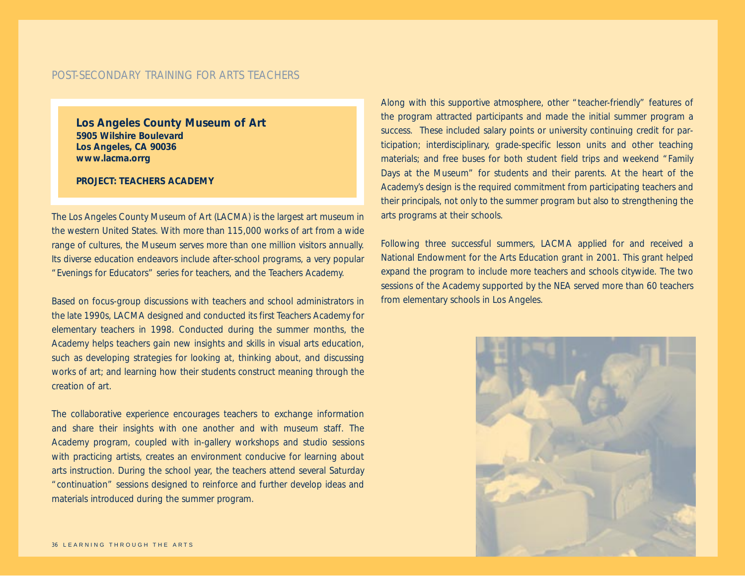POST-SECONDARY TRAINING FOR ARTS TEACHERS

**Los Angeles County Museum of Art**
**5905 Wilshire Boulevard**
**Los Angeles, CA 90036**
**www.lacma.orrg**

**PROJECT: TEACHERS ACADEMY**

The Los Angeles County Museum of Art (LACMA) is the largest art museum in the western United States. With more than 115,000 works of art from a wide range of cultures, the Museum serves more than one million visitors annually. Its diverse education endeavors include after-school programs, a very popular "Evenings for Educators" series for teachers, and the Teachers Academy.

Based on focus-group discussions with teachers and school administrators in the late 1990s, LACMA designed and conducted its first Teachers Academy for elementary teachers in 1998. Conducted during the summer months, the Academy helps teachers gain new insights and skills in visual arts education, such as developing strategies for looking at, thinking about, and discussing works of art; and learning how their students construct meaning through the creation of art.

The collaborative experience encourages teachers to exchange information and share their insights with one another and with museum staff. The Academy program, coupled with in-gallery workshops and studio sessions with practicing artists, creates an environment conducive for learning about arts instruction. During the school year, the teachers attend several Saturday "continuation" sessions designed to reinforce and further develop ideas and materials introduced during the summer program.

Along with this supportive atmosphere, other "teacher-friendly" features of the program attracted participants and made the initial summer program a success. These included salary points or university continuing credit for participation; interdisciplinary, grade-specific lesson units and other teaching materials; and free buses for both student field trips and weekend "Family Days at the Museum" for students and their parents. At the heart of the Academy's design is the required commitment from participating teachers and their principals, not only to the summer program but also to strengthening the arts programs at their schools.

Following three successful summers, LACMA applied for and received a National Endowment for the Arts Education grant in 2001. This grant helped expand the program to include more teachers and schools citywide. The two sessions of the Academy supported by the NEA served more than 60 teachers from elementary schools in Los Angeles.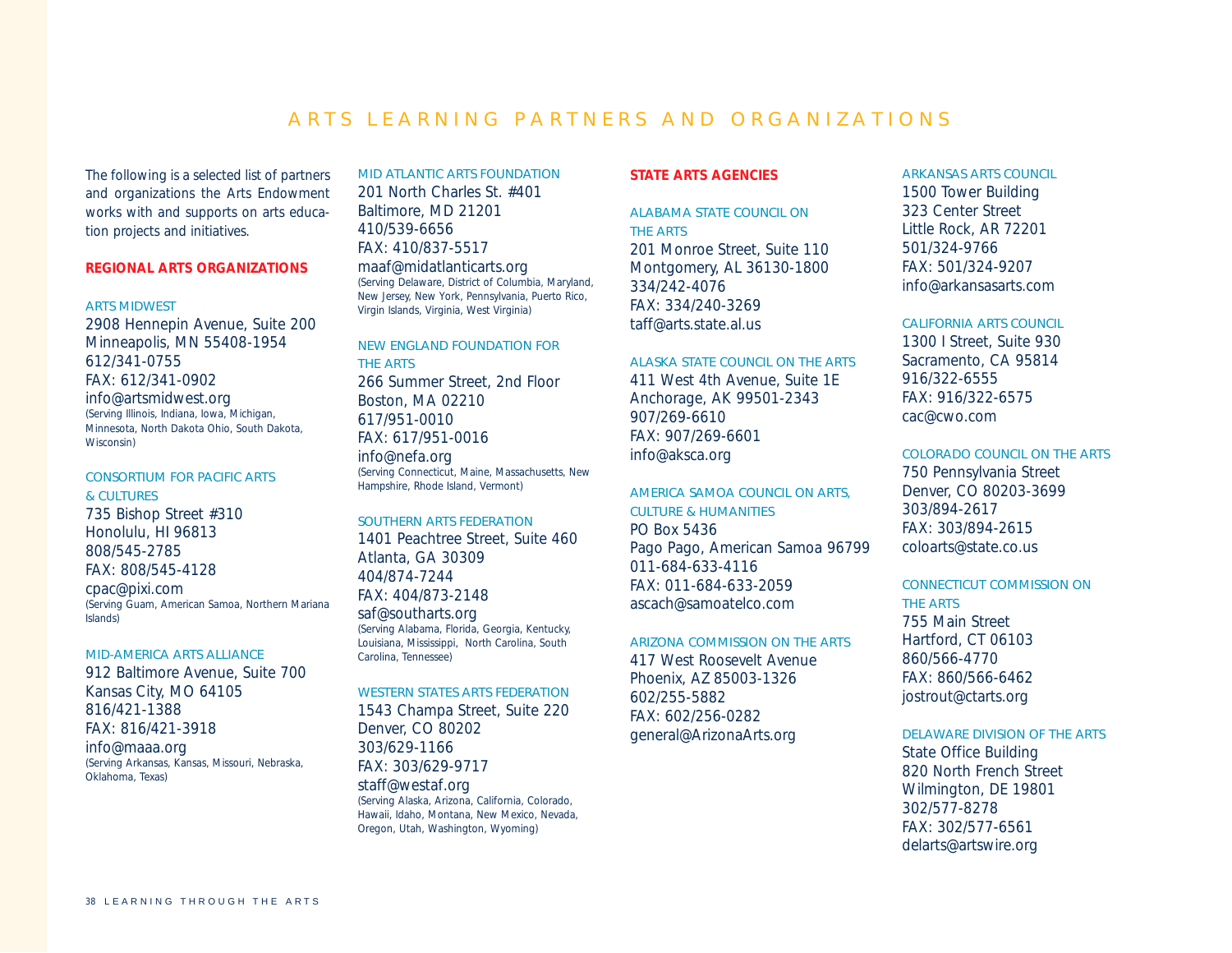# ARTS LEARNING PARTNERS AND ORGANIZATIONS

The following is a selected list of partners and organizations the Arts Endowment works with and supports on arts education projects and initiatives.

## REGIONAL ARTS ORGANIZATIONS

ARTS MIDWEST
2908 Hennepin Avenue, Suite 200
Minneapolis, MN 55408-1954
612/341-0755
FAX: 612/341-0902
info@artsmidwest.org
(Serving Illinois, Indiana, Iowa, Michigan, Minnesota, North Dakota Ohio, South Dakota, Wisconsin)

CONSORTIUM FOR PACIFIC ARTS & CULTURES
735 Bishop Street #310
Honolulu, HI 96813
808/545-2785
FAX: 808/545-4128
cpac@pixi.com
(Serving Guam, American Samoa, Northern Mariana Islands)

MID-AMERICA ARTS ALLIANCE
912 Baltimore Avenue, Suite 700
Kansas City, MO 64105
816/421-1388
FAX: 816/421-3918
info@maaa.org
(Serving Arkansas, Kansas, Missouri, Nebraska, Oklahoma, Texas)

MID ATLANTIC ARTS FOUNDATION
201 North Charles St. #401
Baltimore, MD 21201
410/539-6656
FAX: 410/837-5517
maaf@midatlanticarts.org
(Serving Delaware, District of Columbia, Maryland, New Jersey, New York, Pennsylvania, Puerto Rico, Virgin Islands, Virginia, West Virginia)

NEW ENGLAND FOUNDATION FOR THE ARTS
266 Summer Street, 2nd Floor
Boston, MA 02210
617/951-0010
FAX: 617/951-0016
info@nefa.org
(Serving Connecticut, Maine, Massachusetts, New Hampshire, Rhode Island, Vermont)

SOUTHERN ARTS FEDERATION
1401 Peachtree Street, Suite 460
Atlanta, GA 30309
404/874-7244
FAX: 404/873-2148
saf@southarts.org
(Serving Alabama, Florida, Georgia, Kentucky, Louisiana, Mississippi, North Carolina, South Carolina, Tennessee)

WESTERN STATES ARTS FEDERATION
1543 Champa Street, Suite 220
Denver, CO 80202
303/629-1166
FAX: 303/629-9717
staff@westaf.org
(Serving Alaska, Arizona, California, Colorado, Hawaii, Idaho, Montana, New Mexico, Nevada, Oregon, Utah, Washington, Wyoming)

## STATE ARTS AGENCIES

ALABAMA STATE COUNCIL ON THE ARTS
201 Monroe Street, Suite 110
Montgomery, AL 36130-1800
334/242-4076
FAX: 334/240-3269
taff@arts.state.al.us

ALASKA STATE COUNCIL ON THE ARTS
411 West 4th Avenue, Suite 1E
Anchorage, AK 99501-2343
907/269-6610
FAX: 907/269-6601
info@aksca.org

AMERICA SAMOA COUNCIL ON ARTS, CULTURE & HUMANITIES
PO Box 5436
Pago Pago, American Samoa 96799
011-684-633-4116
FAX: 011-684-633-2059
ascach@samoatelco.com

ARIZONA COMMISSION ON THE ARTS
417 West Roosevelt Avenue
Phoenix, AZ 85003-1326
602/255-5882
FAX: 602/256-0282
general@ArizonaArts.org

ARKANSAS ARTS COUNCIL
1500 Tower Building
323 Center Street
Little Rock, AR 72201
501/324-9766
FAX: 501/324-9207
info@arkansasarts.com

CALIFORNIA ARTS COUNCIL
1300 I Street, Suite 930
Sacramento, CA 95814
916/322-6555
FAX: 916/322-6575
cac@cwo.com

COLORADO COUNCIL ON THE ARTS
750 Pennsylvania Street
Denver, CO 80203-3699
303/894-2617
FAX: 303/894-2615
coloarts@state.co.us

CONNECTICUT COMMISSION ON THE ARTS
755 Main Street
Hartford, CT 06103
860/566-4770
FAX: 860/566-6462
jostrout@ctarts.org

DELAWARE DIVISION OF THE ARTS
State Office Building
820 North French Street
Wilmington, DE 19801
302/577-8278
FAX: 302/577-6561
delarts@artswire.org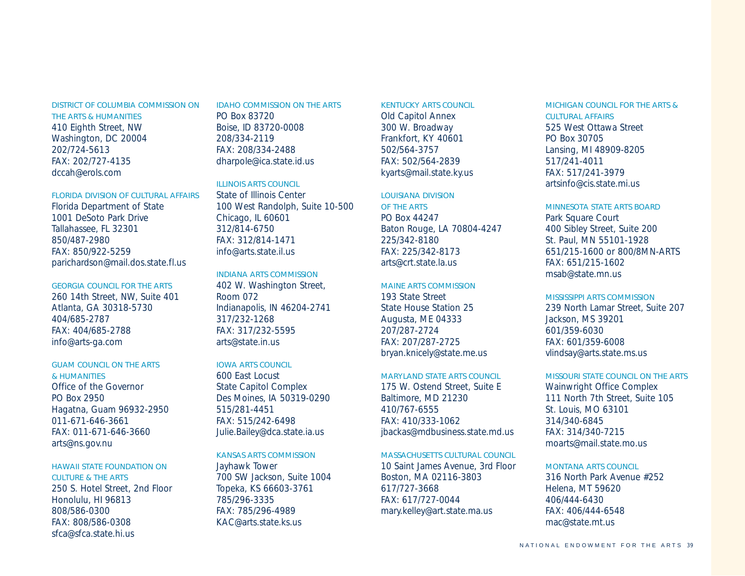### DISTRICT OF COLUMBIA COMMISSION ON THE ARTS & HUMANITIES

410 Eighth Street, NW
Washington, DC 20004
202/724-5613
FAX: 202/727-4135
dccah@erols.com

### FLORIDA DIVISION OF CULTURAL AFFAIRS

Florida Department of State
1001 DeSoto Park Drive
Tallahassee, FL 32301
850/487-2980
FAX: 850/922-5259
parichardson@mail.dos.state.fl.us

### GEORGIA COUNCIL FOR THE ARTS

260 14th Street, NW, Suite 401
Atlanta, GA 30318-5730
404/685-2787
FAX: 404/685-2788
info@arts-ga.com

### GUAM COUNCIL ON THE ARTS & HUMANITIES

Office of the Governor
PO Box 2950
Hagatna, Guam 96932-2950
011-671-646-3661
FAX: 011-671-646-3660
arts@ns.gov.nu

### HAWAII STATE FOUNDATION ON CULTURE & THE ARTS

250 S. Hotel Street, 2nd Floor
Honolulu, HI 96813
808/586-0300
FAX: 808/586-0308
sfca@sfca.state.hi.us

### IDAHO COMMISSION ON THE ARTS

PO Box 83720
Boise, ID 83720-0008
208/334-2119
FAX: 208/334-2488
dharpole@ica.state.id.us

### ILLINOIS ARTS COUNCIL

State of Illinois Center
100 West Randolph, Suite 10-500
Chicago, IL 60601
312/814-6750
FAX: 312/814-1471
info@arts.state.il.us

### INDIANA ARTS COMMISSION

402 W. Washington Street,
Room 072
Indianapolis, IN 46204-2741
317/232-1268
FAX: 317/232-5595
arts@state.in.us

### IOWA ARTS COUNCIL

600 East Locust
State Capitol Complex
Des Moines, IA 50319-0290
515/281-4451
FAX: 515/242-6498
Julie.Bailey@dca.state.ia.us

### KANSAS ARTS COMMISSION

Jayhawk Tower
700 SW Jackson, Suite 1004
Topeka, KS 66603-3761
785/296-3335
FAX: 785/296-4989
KAC@arts.state.ks.us

### KENTUCKY ARTS COUNCIL

Old Capitol Annex
300 W. Broadway
Frankfort, KY 40601
502/564-3757
FAX: 502/564-2839
kyarts@mail.state.ky.us

### LOUISIANA DIVISION OF THE ARTS

PO Box 44247
Baton Rouge, LA 70804-4247
225/342-8180
FAX: 225/342-8173
arts@crt.state.la.us

### MAINE ARTS COMMISSION

193 State Street
State House Station 25
Augusta, ME 04333
207/287-2724
FAX: 207/287-2725
bryan.knicely@state.me.us

### MARYLAND STATE ARTS COUNCIL

175 W. Ostend Street, Suite E
Baltimore, MD 21230
410/767-6555
FAX: 410/333-1062
jbackas@mdbusiness.state.md.us

### MASSACHUSETTS CULTURAL COUNCIL

10 Saint James Avenue, 3rd Floor
Boston, MA 02116-3803
617/727-3668
FAX: 617/727-0044
mary.kelley@art.state.ma.us

### MICHIGAN COUNCIL FOR THE ARTS & CULTURAL AFFAIRS

525 West Ottawa Street
PO Box 30705
Lansing, MI 48909-8205
517/241-4011
FAX: 517/241-3979
artsinfo@cis.state.mi.us

### MINNESOTA STATE ARTS BOARD

Park Square Court
400 Sibley Street, Suite 200
St. Paul, MN 55101-1928
651/215-1600 or 800/8MN-ARTS
FAX: 651/215-1602
msab@state.mn.us

### MISSISSIPPI ARTS COMMISSION

239 North Lamar Street, Suite 207
Jackson, MS 39201
601/359-6030
FAX: 601/359-6008
vlindsay@arts.state.ms.us

### MISSOURI STATE COUNCIL ON THE ARTS

Wainwright Office Complex
111 North 7th Street, Suite 105
St. Louis, MO 63101
314/340-6845
FAX: 314/340-7215
moarts@mail.state.mo.us

### MONTANA ARTS COUNCIL

316 North Park Avenue #252
Helena, MT 59620
406/444-6430
FAX: 406/444-6548
mac@state.mt.us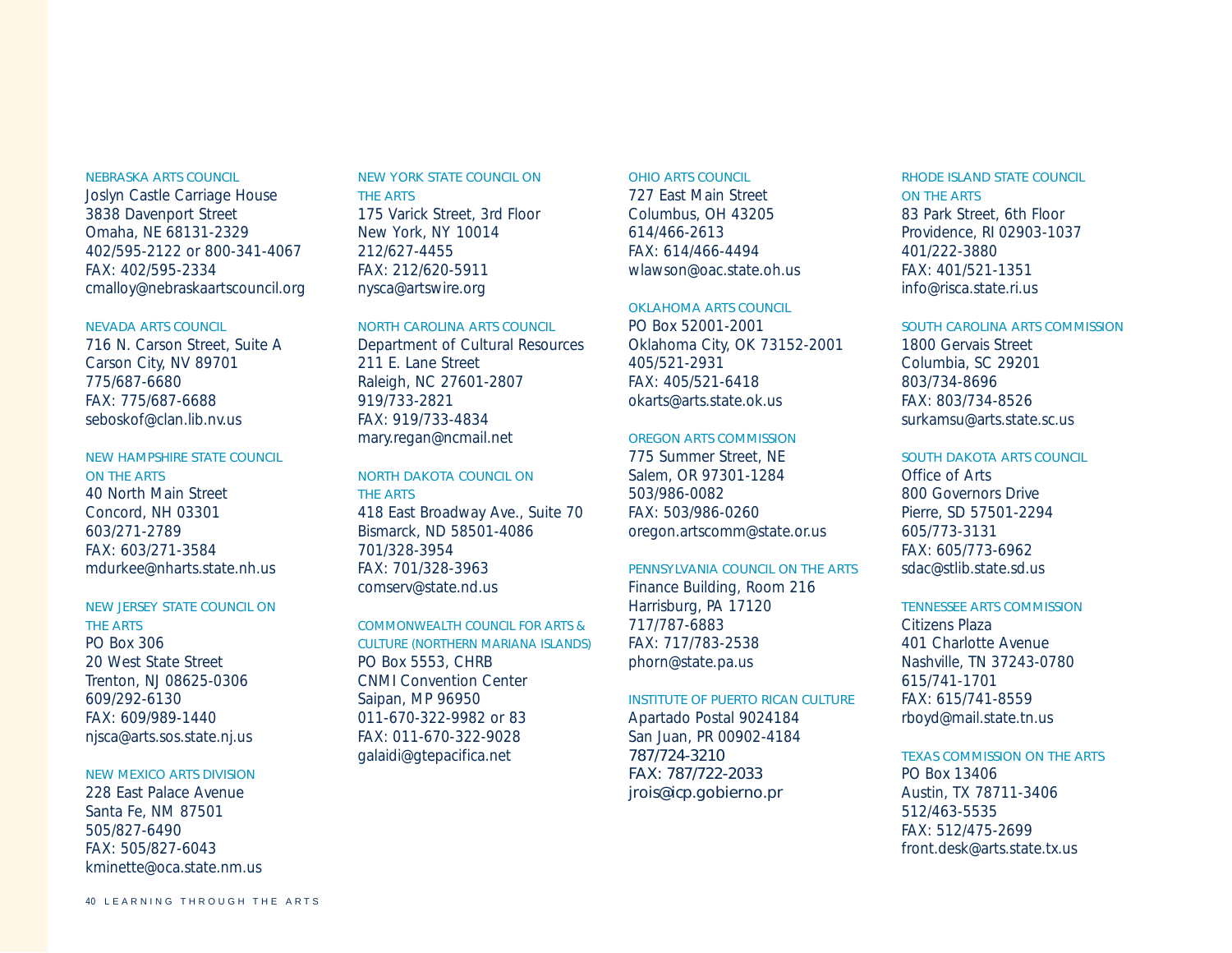NEBRASKA ARTS COUNCIL
Joslyn Castle Carriage House
3838 Davenport Street
Omaha, NE 68131-2329
402/595-2122 or 800-341-4067
FAX: 402/595-2334
cmalloy@nebraskaartscouncil.org

NEVADA ARTS COUNCIL
716 N. Carson Street, Suite A
Carson City, NV 89701
775/687-6680
FAX: 775/687-6688
seboskof@clan.lib.nv.us

NEW HAMPSHIRE STATE COUNCIL ON THE ARTS
40 North Main Street
Concord, NH 03301
603/271-2789
FAX: 603/271-3584
mdurkee@nharts.state.nh.us

NEW JERSEY STATE COUNCIL ON THE ARTS
PO Box 306
20 West State Street
Trenton, NJ 08625-0306
609/292-6130
FAX: 609/989-1440
njsca@arts.sos.state.nj.us

NEW MEXICO ARTS DIVISION
228 East Palace Avenue
Santa Fe, NM 87501
505/827-6490
FAX: 505/827-6043
kminette@oca.state.nm.us

NEW YORK STATE COUNCIL ON THE ARTS
175 Varick Street, 3rd Floor
New York, NY 10014
212/627-4455
FAX: 212/620-5911
nysca@artswire.org

NORTH CAROLINA ARTS COUNCIL
Department of Cultural Resources
211 E. Lane Street
Raleigh, NC 27601-2807
919/733-2821
FAX: 919/733-4834
mary.regan@ncmail.net

NORTH DAKOTA COUNCIL ON THE ARTS
418 East Broadway Ave., Suite 70
Bismarck, ND 58501-4086
701/328-3954
FAX: 701/328-3963
comserv@state.nd.us

COMMONWEALTH COUNCIL FOR ARTS & CULTURE (NORTHERN MARIANA ISLANDS)
PO Box 5553, CHRB
CNMI Convention Center
Saipan, MP 96950
011-670-322-9982 or 83
FAX: 011-670-322-9028
galaidi@gtepacifica.net

OHIO ARTS COUNCIL
727 East Main Street
Columbus, OH 43205
614/466-2613
FAX: 614/466-4494
wlawson@oac.state.oh.us

OKLAHOMA ARTS COUNCIL
PO Box 52001-2001
Oklahoma City, OK 73152-2001
405/521-2931
FAX: 405/521-6418
okarts@arts.state.ok.us

OREGON ARTS COMMISSION
775 Summer Street, NE
Salem, OR 97301-1284
503/986-0082
FAX: 503/986-0260
oregon.artscomm@state.or.us

PENNSYLVANIA COUNCIL ON THE ARTS
Finance Building, Room 216
Harrisburg, PA 17120
717/787-6883
FAX: 717/783-2538
phorn@state.pa.us

INSTITUTE OF PUERTO RICAN CULTURE
Apartado Postal 9024184
San Juan, PR 00902-4184
787/724-3210
FAX: 787/722-2033
jrois@icp.gobierno.pr

RHODE ISLAND STATE COUNCIL ON THE ARTS
83 Park Street, 6th Floor
Providence, RI 02903-1037
401/222-3880
FAX: 401/521-1351
info@risca.state.ri.us

SOUTH CAROLINA ARTS COMMISSION
1800 Gervais Street
Columbia, SC 29201
803/734-8696
FAX: 803/734-8526
surkamsu@arts.state.sc.us

SOUTH DAKOTA ARTS COUNCIL
Office of Arts
800 Governors Drive
Pierre, SD 57501-2294
605/773-3131
FAX: 605/773-6962
sdac@stlib.state.sd.us

TENNESSEE ARTS COMMISSION
Citizens Plaza
401 Charlotte Avenue
Nashville, TN 37243-0780
615/741-1701
FAX: 615/741-8559
rboyd@mail.state.tn.us

TEXAS COMMISSION ON THE ARTS
PO Box 13406
Austin, TX 78711-3406
512/463-5535
FAX: 512/475-2699
front.desk@arts.state.tx.us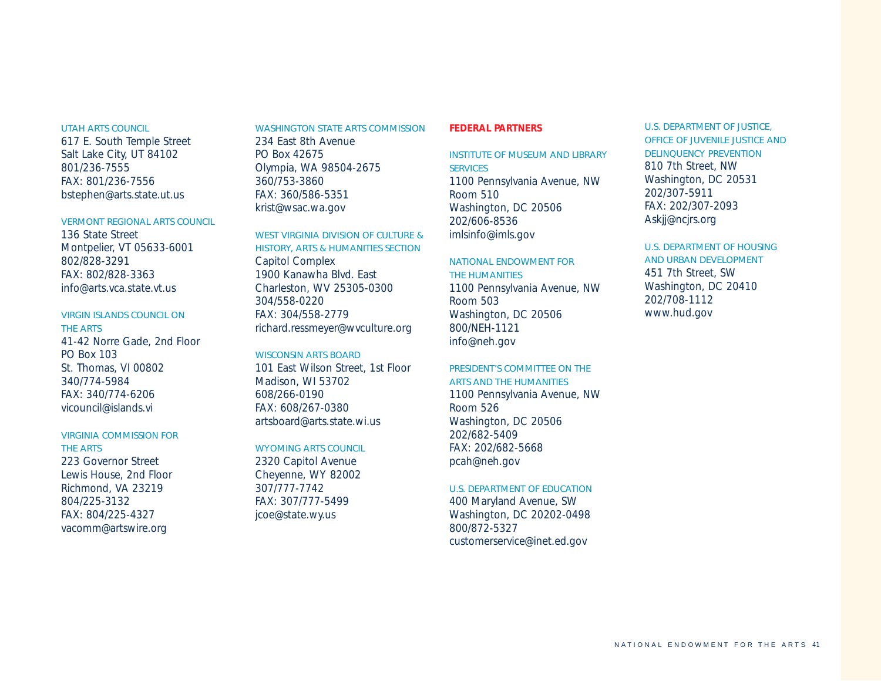UTAH ARTS COUNCIL
617 E. South Temple Street
Salt Lake City, UT 84102
801/236-7555
FAX: 801/236-7556
bstephen@arts.state.ut.us

VERMONT REGIONAL ARTS COUNCIL
136 State Street
Montpelier, VT 05633-6001
802/828-3291
FAX: 802/828-3363
info@arts.vca.state.vt.us

VIRGIN ISLANDS COUNCIL ON THE ARTS
41-42 Norre Gade, 2nd Floor
PO Box 103
St. Thomas, VI 00802
340/774-5984
FAX: 340/774-6206
vicouncil@islands.vi

VIRGINIA COMMISSION FOR THE ARTS
223 Governor Street
Lewis House, 2nd Floor
Richmond, VA 23219
804/225-3132
FAX: 804/225-4327
vacomm@artswire.org

WASHINGTON STATE ARTS COMMISSION
234 East 8th Avenue
PO Box 42675
Olympia, WA 98504-2675
360/753-3860
FAX: 360/586-5351
krist@wsac.wa.gov

WEST VIRGINIA DIVISION OF CULTURE & HISTORY, ARTS & HUMANITIES SECTION
Capitol Complex
1900 Kanawha Blvd. East
Charleston, WV 25305-0300
304/558-0220
FAX: 304/558-2779
richard.ressmeyer@wvculture.org

WISCONSIN ARTS BOARD
101 East Wilson Street, 1st Floor
Madison, WI 53702
608/266-0190
FAX: 608/267-0380
artsboard@arts.state.wi.us

WYOMING ARTS COUNCIL
2320 Capitol Avenue
Cheyenne, WY 82002
307/777-7742
FAX: 307/777-5499
jcoe@state.wy.us

## FEDERAL PARTNERS

INSTITUTE OF MUSEUM AND LIBRARY SERVICES
1100 Pennsylvania Avenue, NW
Room 510
Washington, DC 20506
202/606-8536
imlsinfo@imls.gov

NATIONAL ENDOWMENT FOR THE HUMANITIES
1100 Pennsylvania Avenue, NW
Room 503
Washington, DC 20506
800/NEH-1121
info@neh.gov

PRESIDENT'S COMMITTEE ON THE ARTS AND THE HUMANITIES
1100 Pennsylvania Avenue, NW
Room 526
Washington, DC 20506
202/682-5409
FAX: 202/682-5668
pcah@neh.gov

U.S. DEPARTMENT OF EDUCATION
400 Maryland Avenue, SW
Washington, DC 20202-0498
800/872-5327
customerservice@inet.ed.gov

U.S. DEPARTMENT OF JUSTICE, OFFICE OF JUVENILE JUSTICE AND DELINQUENCY PREVENTION
810 7th Street, NW
Washington, DC 20531
202/307-5911
FAX: 202/307-2093
Askjj@ncjrs.org

U.S. DEPARTMENT OF HOUSING AND URBAN DEVELOPMENT
451 7th Street, SW
Washington, DC 20410
202/708-1112
www.hud.gov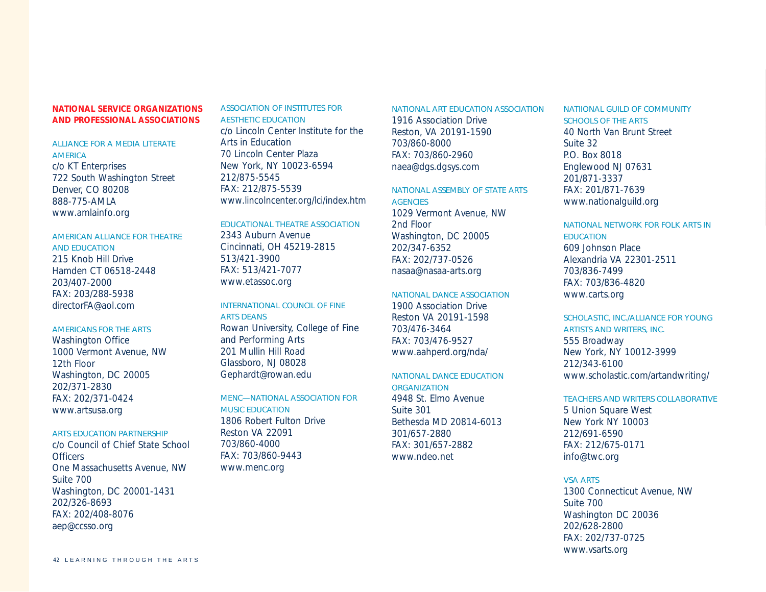## NATIONAL SERVICE ORGANIZATIONS AND PROFESSIONAL ASSOCIATIONS

ALLIANCE FOR A MEDIA LITERATE AMERICA
c/o KT Enterprises
722 South Washington Street
Denver, CO 80208
888-775-AMLA
www.amlainfo.org

AMERICAN ALLIANCE FOR THEATRE AND EDUCATION
215 Knob Hill Drive
Hamden CT 06518-2448
203/407-2000
FAX: 203/288-5938
directorFA@aol.com

AMERICANS FOR THE ARTS
Washington Office
1000 Vermont Avenue, NW
12th Floor
Washington, DC 20005
202/371-2830
FAX: 202/371-0424
www.artsusa.org

ARTS EDUCATION PARTNERSHIP
c/o Council of Chief State School Officers
One Massachusetts Avenue, NW
Suite 700
Washington, DC 20001-1431
202/326-8693
FAX: 202/408-8076
aep@ccsso.org

ASSOCIATION OF INSTITUTES FOR AESTHETIC EDUCATION
c/o Lincoln Center Institute for the Arts in Education
70 Lincoln Center Plaza
New York, NY 10023-6594
212/875-5545
FAX: 212/875-5539
www.lincolncenter.org/lci/index.htm

EDUCATIONAL THEATRE ASSOCIATION
2343 Auburn Avenue
Cincinnati, OH 45219-2815
513/421-3900
FAX: 513/421-7077
www.etassoc.org

INTERNATIONAL COUNCIL OF FINE ARTS DEANS
Rowan University, College of Fine and Performing Arts
201 Mullin Hill Road
Glassboro, NJ 08028
Gephardt@rowan.edu

MENC—NATIONAL ASSOCIATION FOR MUSIC EDUCATION
1806 Robert Fulton Drive
Reston VA 22091
703/860-4000
FAX: 703/860-9443
www.menc.org

NATIONAL ART EDUCATION ASSOCIATION
1916 Association Drive
Reston, VA 20191-1590
703/860-8000
FAX: 703/860-2960
naea@dgs.dgsys.com

NATIONAL ASSEMBLY OF STATE ARTS AGENCIES
1029 Vermont Avenue, NW
2nd Floor
Washington, DC 20005
202/347-6352
FAX: 202/737-0526
nasaa@nasaa-arts.org

NATIONAL DANCE ASSOCIATION
1900 Association Drive
Reston VA 20191-1598
703/476-3464
FAX: 703/476-9527
www.aahperd.org/nda/

NATIONAL DANCE EDUCATION ORGANIZATION
4948 St. Elmo Avenue
Suite 301
Bethesda MD 20814-6013
301/657-2880
FAX: 301/657-2882
www.ndeo.net

NATIIONAL GUILD OF COMMUNITY SCHOOLS OF THE ARTS
40 North Van Brunt Street
Suite 32
P.O. Box 8018
Englewood NJ 07631
201/871-3337
FAX: 201/871-7639
www.nationalguild.org

NATIONAL NETWORK FOR FOLK ARTS IN EDUCATION
609 Johnson Place
Alexandria VA 22301-2511
703/836-7499
FAX: 703/836-4820
www.carts.org

SCHOLASTIC, INC./ALLIANCE FOR YOUNG ARTISTS AND WRITERS, INC.
555 Broadway
New York, NY 10012-3999
212/343-6100
www.scholastic.com/artandwriting/

TEACHERS AND WRITERS COLLABORATIVE
5 Union Square West
New York NY 10003
212/691-6590
FAX: 212/675-0171
info@twc.org

VSA ARTS
1300 Connecticut Avenue, NW
Suite 700
Washington DC 20036
202/628-2800
FAX: 202/737-0725
www.vsarts.org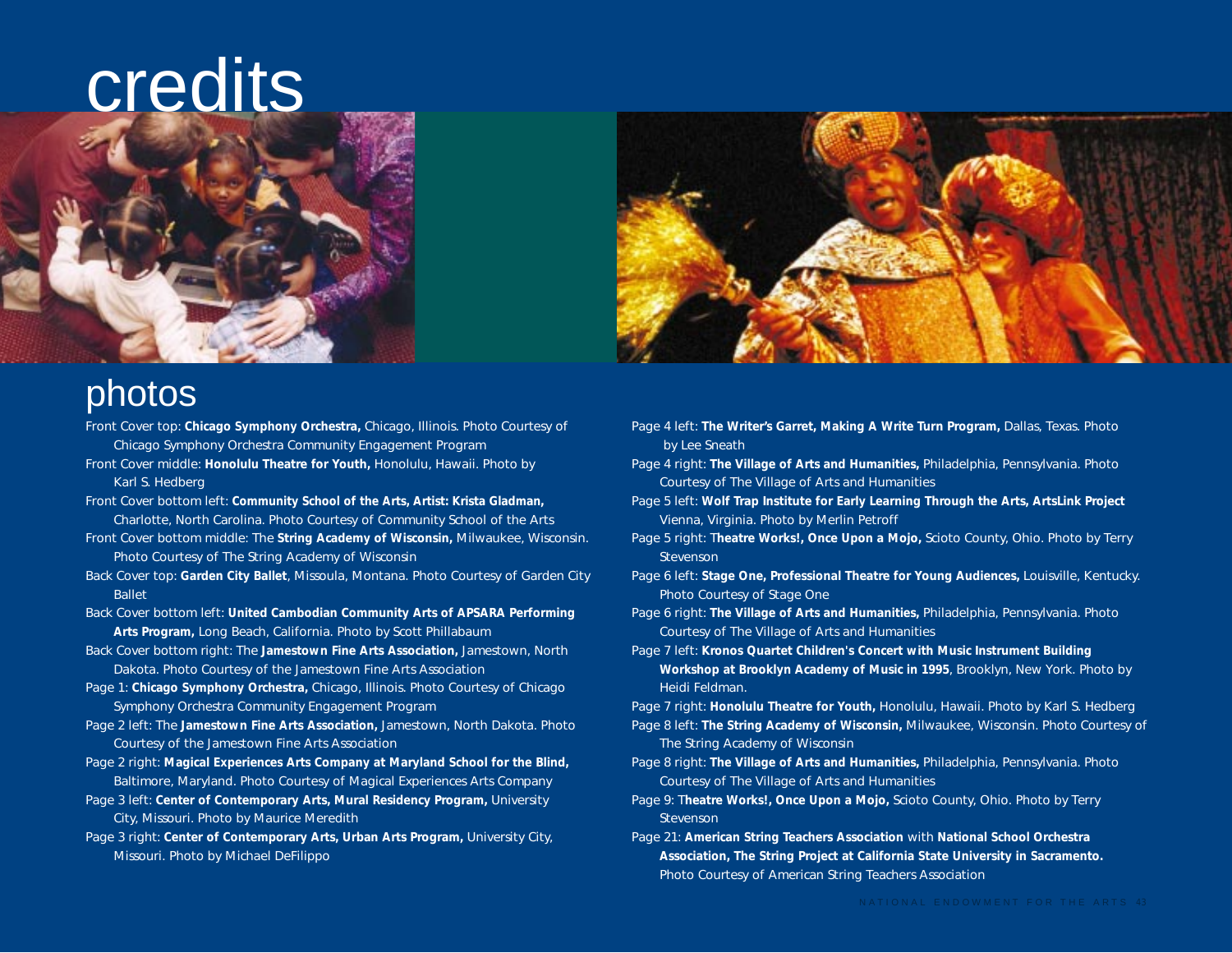# credits

## photos

Front Cover top: **Chicago Symphony Orchestra,** Chicago, Illinois. Photo Courtesy of Chicago Symphony Orchestra Community Engagement Program

Front Cover middle: **Honolulu Theatre for Youth,** Honolulu, Hawaii. Photo by Karl S. Hedberg

Front Cover bottom left: **Community School of the Arts, Artist: Krista Gladman,** Charlotte, North Carolina. Photo Courtesy of Community School of the Arts

Front Cover bottom middle: The **String Academy of Wisconsin,** Milwaukee, Wisconsin. Photo Courtesy of The String Academy of Wisconsin

Back Cover top: **Garden City Ballet**, Missoula, Montana. Photo Courtesy of Garden City Ballet

Back Cover bottom left: **United Cambodian Community Arts of APSARA Performing Arts Program,** Long Beach, California. Photo by Scott Phillabaum

Back Cover bottom right: The **Jamestown Fine Arts Association,** Jamestown, North Dakota. Photo Courtesy of the Jamestown Fine Arts Association

Page 1: **Chicago Symphony Orchestra,** Chicago, Illinois. Photo Courtesy of Chicago Symphony Orchestra Community Engagement Program

Page 2 left: The **Jamestown Fine Arts Association,** Jamestown, North Dakota. Photo Courtesy of the Jamestown Fine Arts Association

Page 2 right: **Magical Experiences Arts Company at Maryland School for the Blind,** Baltimore, Maryland. Photo Courtesy of Magical Experiences Arts Company

Page 3 left: **Center of Contemporary Arts, Mural Residency Program,** University City, Missouri. Photo by Maurice Meredith

Page 3 right: **Center of Contemporary Arts, Urban Arts Program,** University City, Missouri. Photo by Michael DeFilippo

Page 4 left: **The Writer's Garret, Making A Write Turn Program,** Dallas, Texas. Photo by Lee Sneath

Page 4 right: **The Village of Arts and Humanities,** Philadelphia, Pennsylvania. Photo Courtesy of The Village of Arts and Humanities

Page 5 left: **Wolf Trap Institute for Early Learning Through the Arts, ArtsLink Project** Vienna, Virginia. Photo by Merlin Petroff

Page 5 right: T**heatre Works!, Once Upon a Mojo,** Scioto County, Ohio. Photo by Terry Stevenson

Page 6 left: **Stage One, Professional Theatre for Young Audiences,** Louisville, Kentucky. Photo Courtesy of Stage One

Page 6 right: **The Village of Arts and Humanities,** Philadelphia, Pennsylvania. Photo Courtesy of The Village of Arts and Humanities

Page 7 left: **Kronos Quartet Children's Concert with Music Instrument Building Workshop at Brooklyn Academy of Music in 1995**, Brooklyn, New York. Photo by Heidi Feldman.

Page 7 right: **Honolulu Theatre for Youth,** Honolulu, Hawaii. Photo by Karl S. Hedberg

Page 8 left: **The String Academy of Wisconsin,** Milwaukee, Wisconsin. Photo Courtesy of The String Academy of Wisconsin

Page 8 right: **The Village of Arts and Humanities,** Philadelphia, Pennsylvania. Photo Courtesy of The Village of Arts and Humanities

Page 9: T**heatre Works!, Once Upon a Mojo,** Scioto County, Ohio. Photo by Terry Stevenson

Page 21: **American String Teachers Association** with **National School Orchestra Association, The String Project at California State University in Sacramento.** Photo Courtesy of American String Teachers Association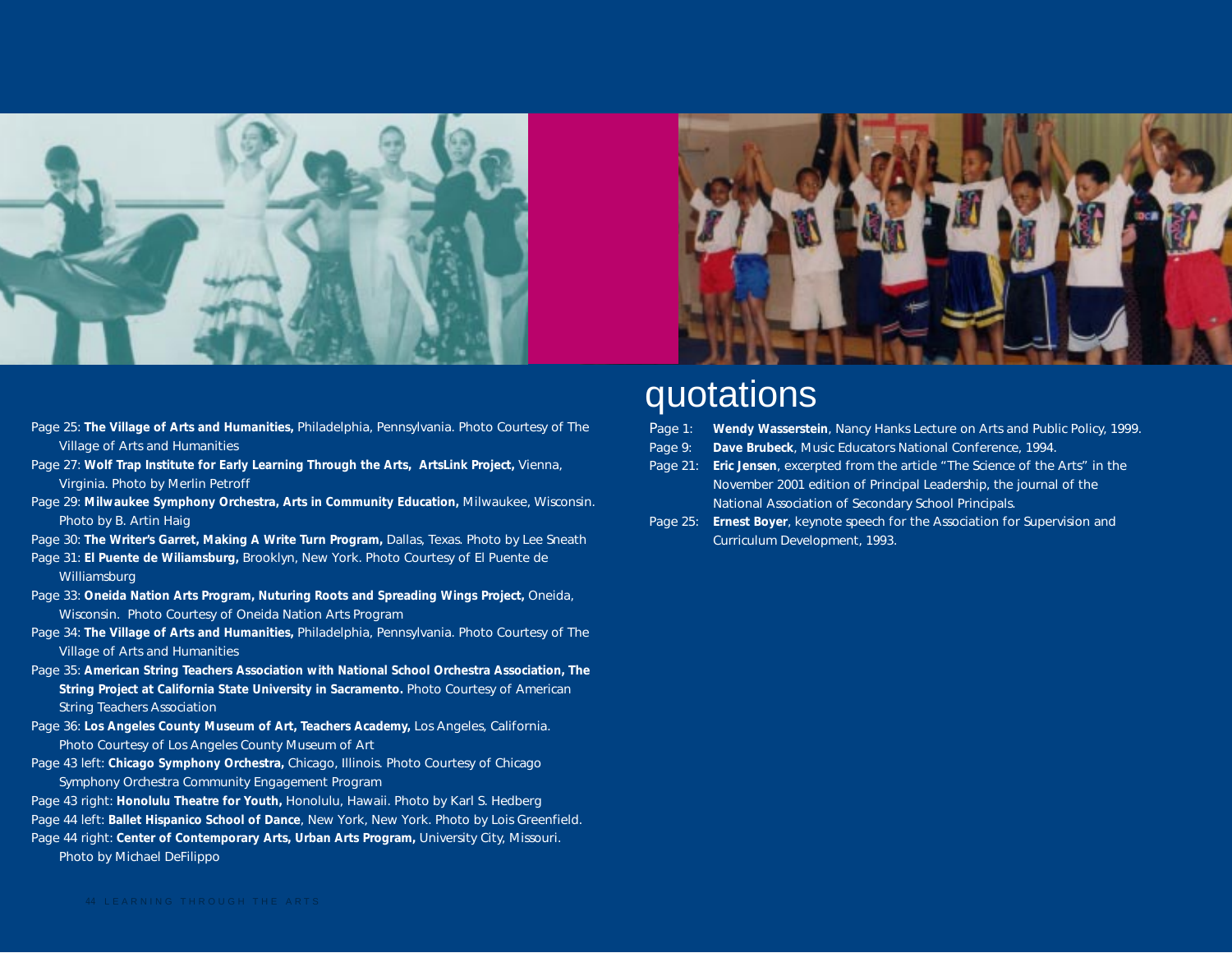Page 25: **The Village of Arts and Humanities,** Philadelphia, Pennsylvania. Photo Courtesy of The Village of Arts and Humanities

Page 27: **Wolf Trap Institute for Early Learning Through the Arts, ArtsLink Project,** Vienna, Virginia. Photo by Merlin Petroff

Page 29: **Milwaukee Symphony Orchestra, Arts in Community Education,** Milwaukee, Wisconsin. Photo by B. Artin Haig

Page 30: **The Writer's Garret, Making A Write Turn Program,** Dallas, Texas. Photo by Lee Sneath

Page 31: **El Puente de Wiliamsburg,** Brooklyn, New York. Photo Courtesy of El Puente de Williamsburg

Page 33: **Oneida Nation Arts Program, Nuturing Roots and Spreading Wings Project,** Oneida, Wisconsin. Photo Courtesy of Oneida Nation Arts Program

Page 34: **The Village of Arts and Humanities,** Philadelphia, Pennsylvania. Photo Courtesy of The Village of Arts and Humanities

Page 35: **American String Teachers Association with National School Orchestra Association, The String Project at California State University in Sacramento.** Photo Courtesy of American String Teachers Association

Page 36: **Los Angeles County Museum of Art, Teachers Academy,** Los Angeles, California. Photo Courtesy of Los Angeles County Museum of Art

Page 43 left: **Chicago Symphony Orchestra,** Chicago, Illinois. Photo Courtesy of Chicago Symphony Orchestra Community Engagement Program

Page 43 right: **Honolulu Theatre for Youth,** Honolulu, Hawaii. Photo by Karl S. Hedberg

Page 44 left: **Ballet Hispanico School of Dance**, New York, New York. Photo by Lois Greenfield.

Page 44 right: **Center of Contemporary Arts, Urban Arts Program,** University City, Missouri. Photo by Michael DeFilippo

# quotations

Page 1: **Wendy Wasserstein**, Nancy Hanks Lecture on Arts and Public Policy, 1999.

Page 9: **Dave Brubeck**, Music Educators National Conference, 1994.

Page 21: **Eric Jensen**, excerpted from the article "The Science of the Arts" in the November 2001 edition of Principal Leadership, the journal of the National Association of Secondary School Principals.

Page 25: **Ernest Boyer**, keynote speech for the Association for Supervision and Curriculum Development, 1993.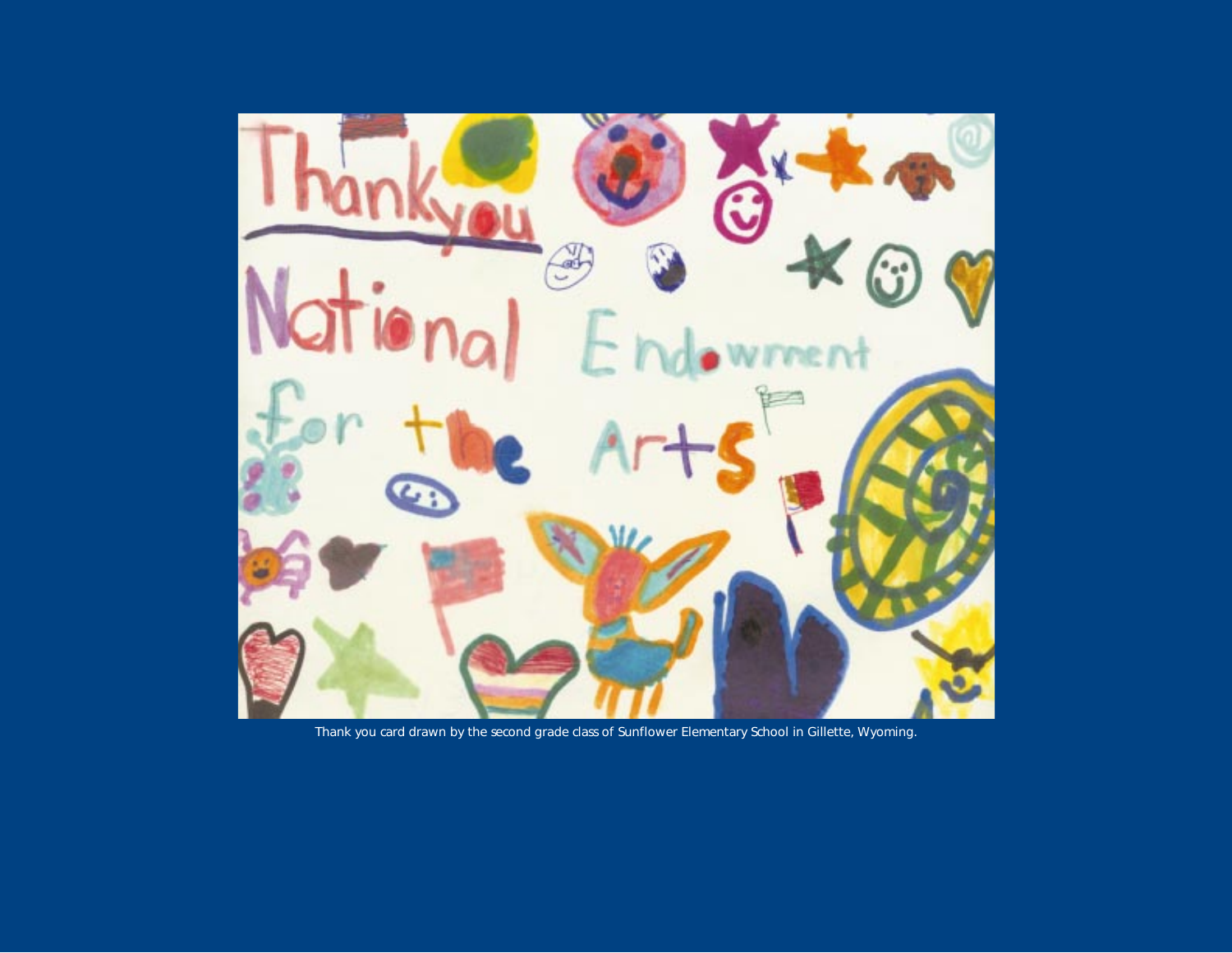Thank you card drawn by the second grade class of Sunflower Elementary School in Gillette, Wyoming.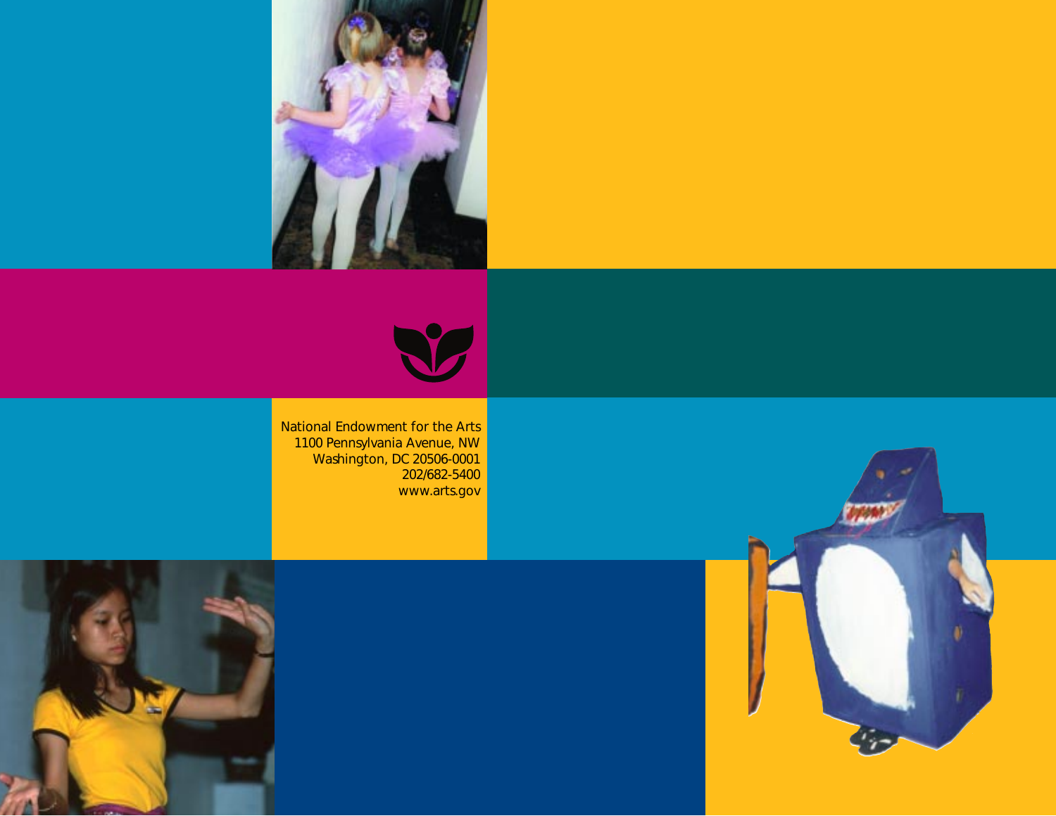National Endowment for the Arts
1100 Pennsylvania Avenue, NW
Washington, DC 20506-0001
202/682-5400
www.arts.gov